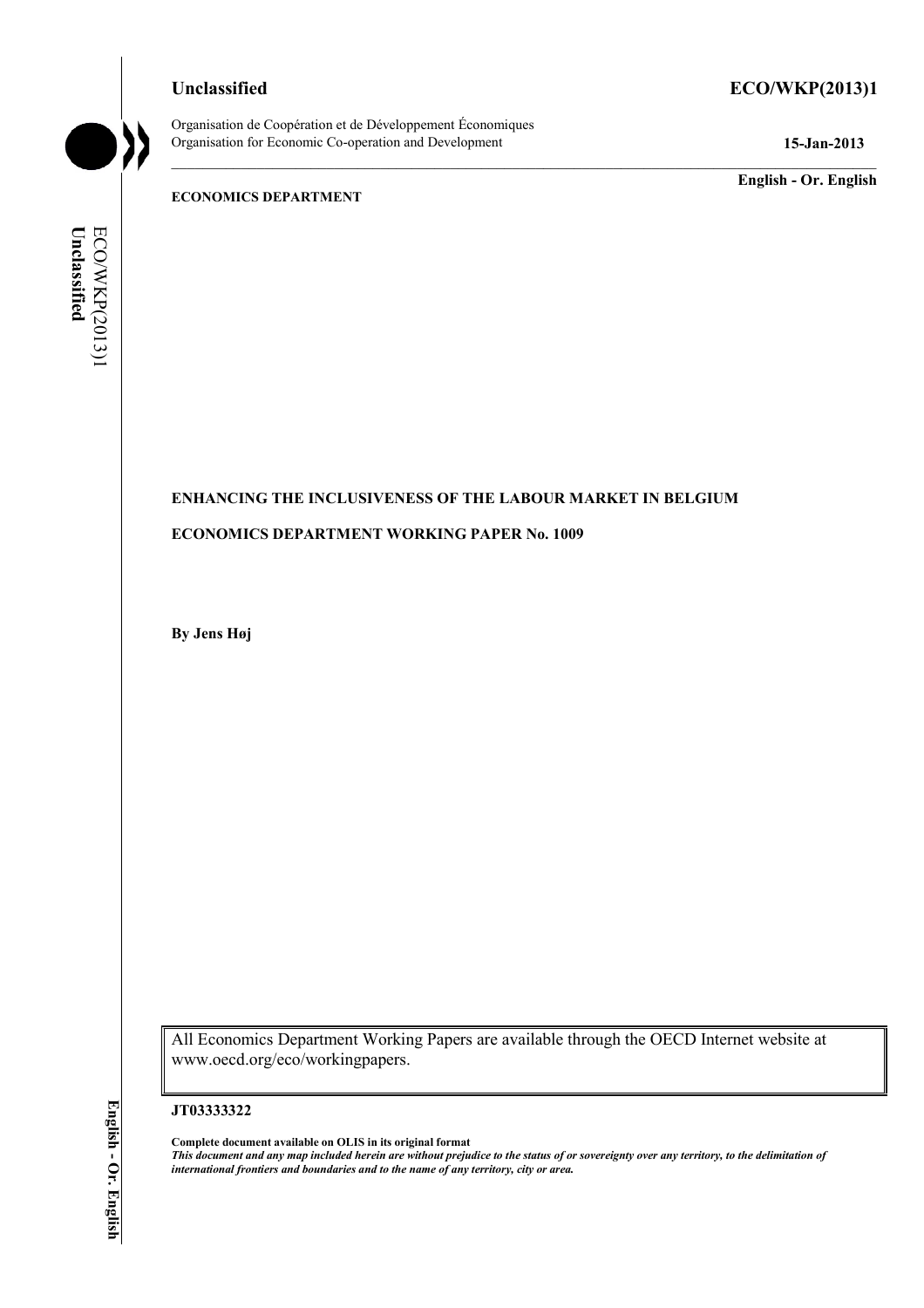**Unclassified** **ECO/WKP(2013)1**

Organisation de Coopération et de Développement Économiques
Organisation for Economic Co-operation and Development

**15-Jan-2013**

**English - Or. English**

**ECONOMICS DEPARTMENT**

**ENHANCING THE INCLUSIVENESS OF THE LABOUR MARKET IN BELGIUM**

**ECONOMICS DEPARTMENT WORKING PAPER No. 1009**

**By Jens Høj**

All Economics Department Working Papers are available through the OECD Internet website at www.oecd.org/eco/workingpapers.

**JT03333322**

**Complete document available on OLIS in its original format**
***This document and any map included herein are without prejudice to the status of or sovereignty over any territory, to the delimitation of international frontiers and boundaries and to the name of any territory, city or area.***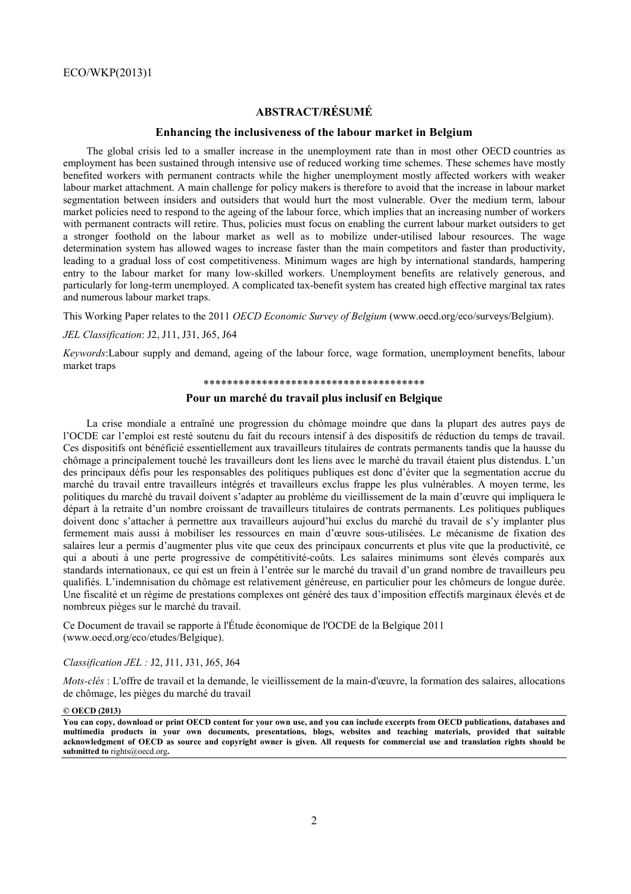## ABSTRACT/RÉSUMÉ

### Enhancing the inclusiveness of the labour market in Belgium

The global crisis led to a smaller increase in the unemployment rate than in most other OECD countries as employment has been sustained through intensive use of reduced working time schemes. These schemes have mostly benefited workers with permanent contracts while the higher unemployment mostly affected workers with weaker labour market attachment. A main challenge for policy makers is therefore to avoid that the increase in labour market segmentation between insiders and outsiders that would hurt the most vulnerable. Over the medium term, labour market policies need to respond to the ageing of the labour force, which implies that an increasing number of workers with permanent contracts will retire. Thus, policies must focus on enabling the current labour market outsiders to get a stronger foothold on the labour market as well as to mobilize under-utilised labour resources. The wage determination system has allowed wages to increase faster than the main competitors and faster than productivity, leading to a gradual loss of cost competitiveness. Minimum wages are high by international standards, hampering entry to the labour market for many low-skilled workers. Unemployment benefits are relatively generous, and particularly for long-term unemployed. A complicated tax-benefit system has created high effective marginal tax rates and numerous labour market traps.

This Working Paper relates to the 2011 *OECD Economic Survey of Belgium* (www.oecd.org/eco/surveys/Belgium).

*JEL Classification*: J2, J11, J31, J65, J64

*Keywords*:Labour supply and demand, ageing of the labour force, wage formation, unemployment benefits, labour market traps

**************************************

### Pour un marché du travail plus inclusif en Belgique

La crise mondiale a entraîné une progression du chômage moindre que dans la plupart des autres pays de l'OCDE car l'emploi est resté soutenu du fait du recours intensif à des dispositifs de réduction du temps de travail. Ces dispositifs ont bénéficié essentiellement aux travailleurs titulaires de contrats permanents tandis que la hausse du chômage a principalement touché les travailleurs dont les liens avec le marché du travail étaient plus distendus. L'un des principaux défis pour les responsables des politiques publiques est donc d'éviter que la segmentation accrue du marché du travail entre travailleurs intégrés et travailleurs exclus frappe les plus vulnérables. A moyen terme, les politiques du marché du travail doivent s'adapter au problème du vieillissement de la main d'œuvre qui impliquera le départ à la retraite d'un nombre croissant de travailleurs titulaires de contrats permanents. Les politiques publiques doivent donc s'attacher à permettre aux travailleurs aujourd'hui exclus du marché du travail de s'y implanter plus fermement mais aussi à mobiliser les ressources en main d'œuvre sous-utilisées. Le mécanisme de fixation des salaires leur a permis d'augmenter plus vite que ceux des principaux concurrents et plus vite que la productivité, ce qui a abouti à une perte progressive de compétitivité-coûts. Les salaires minimums sont élevés comparés aux standards internationaux, ce qui est un frein à l'entrée sur le marché du travail d'un grand nombre de travailleurs peu qualifiés. L'indemnisation du chômage est relativement généreuse, en particulier pour les chômeurs de longue durée. Une fiscalité et un régime de prestations complexes ont généré des taux d'imposition effectifs marginaux élevés et de nombreux pièges sur le marché du travail.

Ce Document de travail se rapporte à l'Étude économique de l'OCDE de la Belgique 2011 (www.oecd.org/eco/etudes/Belgique).

*Classification JEL :* J2, J11, J31, J65, J64

*Mots-clés* : L'offre de travail et la demande, le vieillissement de la main-d'œuvre, la formation des salaires, allocations de chômage, les pièges du marché du travail

**© OECD (2013)**

**You can copy, download or print OECD content for your own use, and you can include excerpts from OECD publications, databases and multimedia products in your own documents, presentations, blogs, websites and teaching materials, provided that suitable acknowledgment of OECD as source and copyright owner is given. All requests for commercial use and translation rights should be submitted to** rights@oecd.org**.**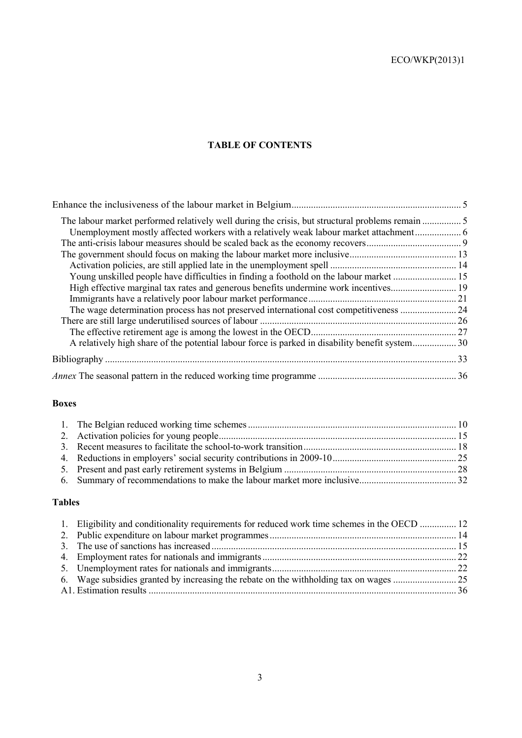**TABLE OF CONTENTS**

Enhance the inclusiveness of the labour market in Belgium ..................................................................... 5

- The labour market performed relatively well during the crisis, but structural problems remain ................ 5
  - Unemployment mostly affected workers with a relatively weak labour market attachment ................... 6
- The anti-crisis labour measures should be scaled back as the economy recovers ....................................... 9
- The government should focus on making the labour market more inclusive ............................................ 13
  - Activation policies, are still applied late in the unemployment spell .................................................... 14
  - Young unskilled people have difficulties in finding a foothold on the labour market .......................... 15
  - High effective marginal tax rates and generous benefits undermine work incentives ........................... 19
  - Immigrants have a relatively poor labour market performance ............................................................. 21
  - The wage determination process has not preserved international cost competitiveness ....................... 24
- There are still large underutilised sources of labour ................................................................................. 26
  - The effective retirement age is among the lowest in the OECD ............................................................ 27
  - A relatively high share of the potential labour force is parked in disability benefit system .................. 30

Bibliography ................................................................................................................................................. 33

*Annex* The seasonal pattern in the reduced working time programme ......................................................... 36

**Boxes**

1. The Belgian reduced working time schemes ...................................................................................... 10
2. Activation policies for young people .................................................................................................. 15
3. Recent measures to facilitate the school-to-work transition ............................................................... 18
4. Reductions in employers' social security contributions in 2009-10 ................................................... 25
5. Present and past early retirement systems in Belgium ....................................................................... 28
6. Summary of recommendations to make the labour market more inclusive ........................................ 32

**Tables**

1. Eligibility and conditionality requirements for reduced work time schemes in the OECD ............... 12
2. Public expenditure on labour market programmes ............................................................................. 14
3. The use of sanctions has increased ..................................................................................................... 15
4. Employment rates for nationals and immigrants ................................................................................ 22
5. Unemployment rates for nationals and immigrants ............................................................................ 22
6. Wage subsidies granted by increasing the rebate on the withholding tax on wages .......................... 25

A1. Estimation results .............................................................................................................................. 36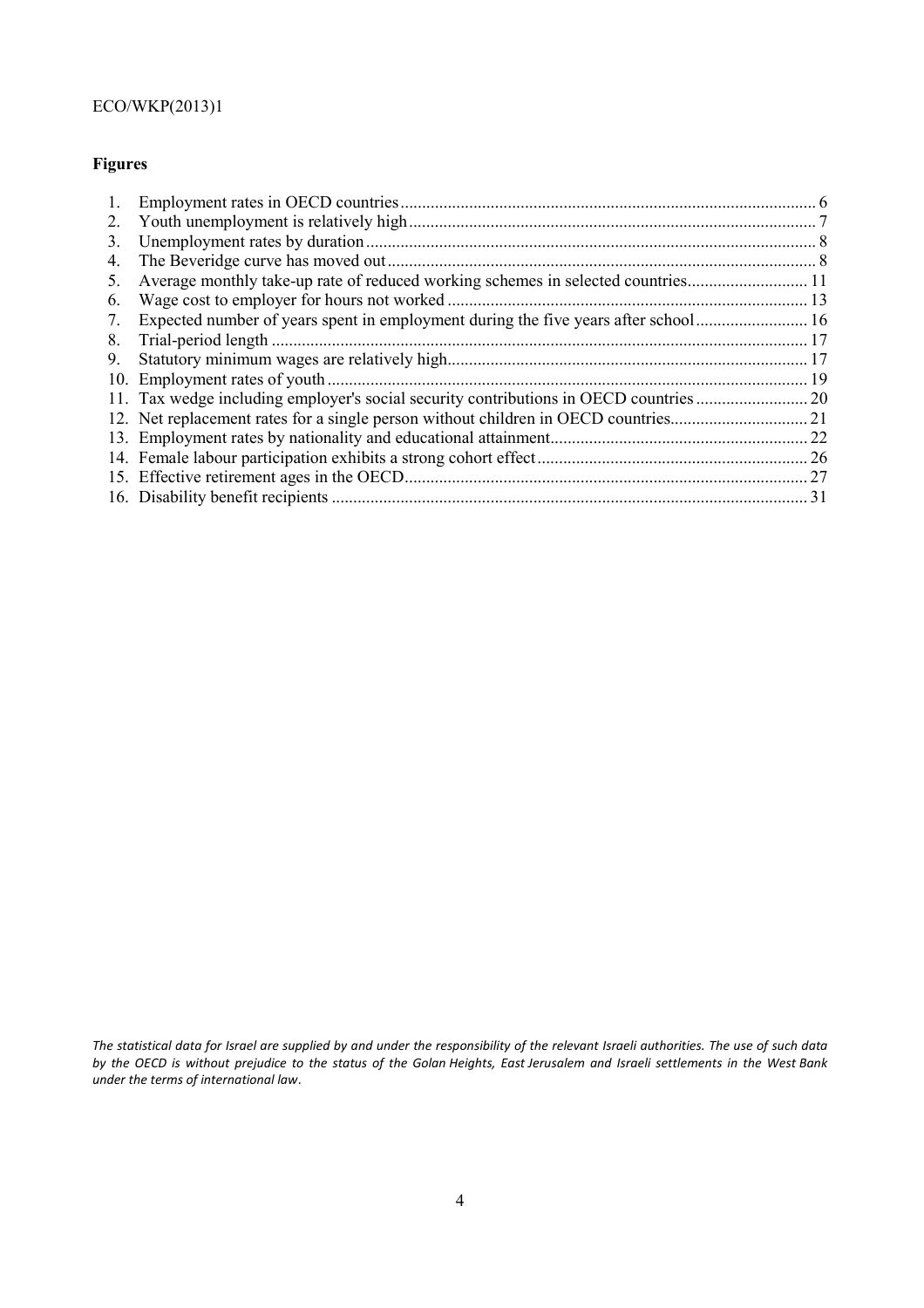## Figures

1. Employment rates in OECD countries ........................................................................................ 6
2. Youth unemployment is relatively high ....................................................................................... 7
3. Unemployment rates by duration ................................................................................................ 8
4. The Beveridge curve has moved out ........................................................................................... 8
5. Average monthly take-up rate of reduced working schemes in selected countries ............................ 11
6. Wage cost to employer for hours not worked ................................................................................ 13
7. Expected number of years spent in employment during the five years after school .......................... 16
8. Trial-period length ..................................................................................................................... 17
9. Statutory minimum wages are relatively high ................................................................................ 17
10. Employment rates of youth ........................................................................................................ 19
11. Tax wedge including employer's social security contributions in OECD countries .......................... 20
12. Net replacement rates for a single person without children in OECD countries ................................ 21
13. Employment rates by nationality and educational attainment ......................................................... 22
14. Female labour participation exhibits a strong cohort effect ............................................................ 26
15. Effective retirement ages in the OECD ........................................................................................ 27
16. Disability benefit recipients ........................................................................................................ 31

*The statistical data for Israel are supplied by and under the responsibility of the relevant Israeli authorities. The use of such data by the OECD is without prejudice to the status of the Golan Heights, East Jerusalem and Israeli settlements in the West Bank under the terms of international law.*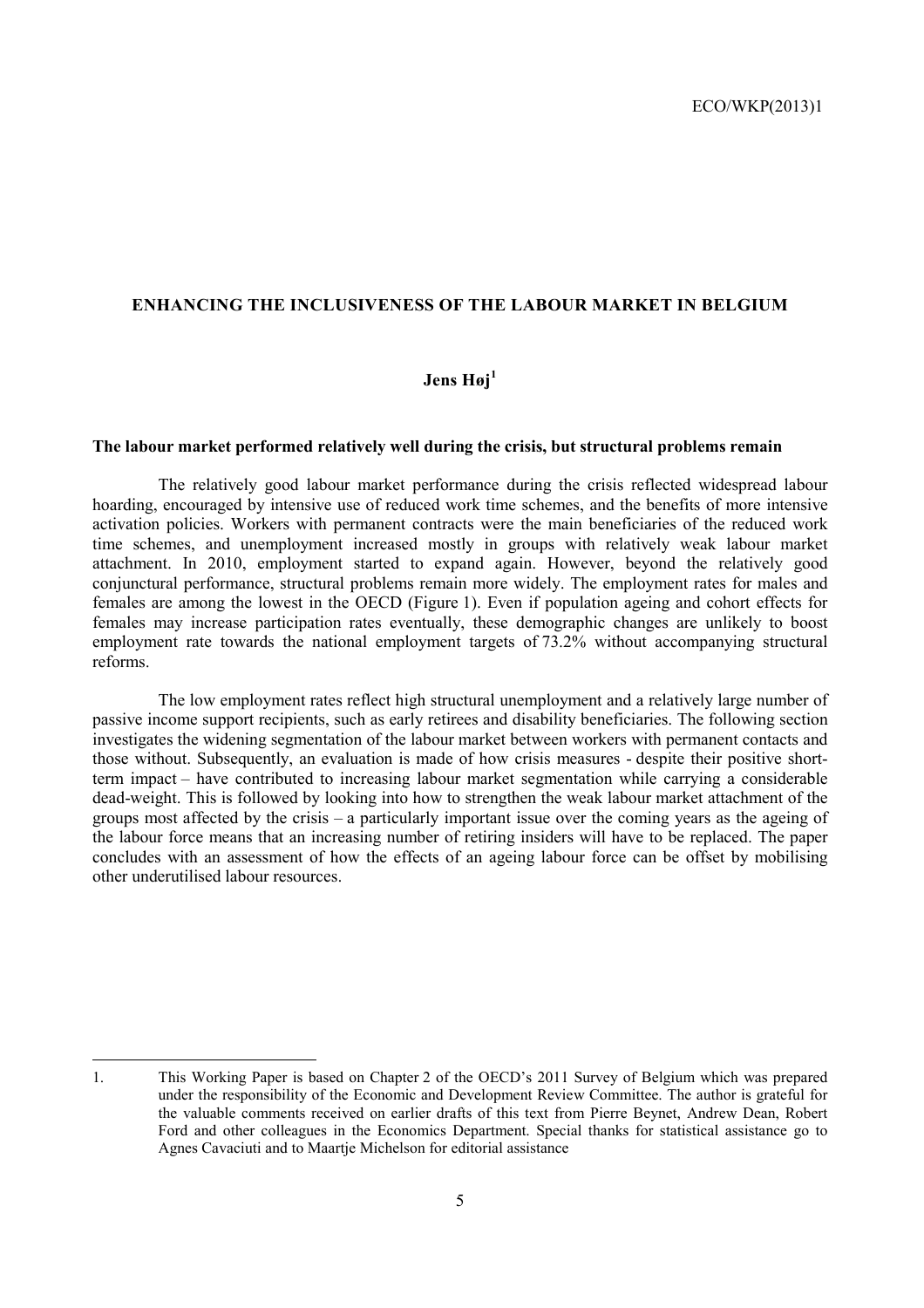# ENHANCING THE INCLUSIVENESS OF THE LABOUR MARKET IN BELGIUM

**Jens Høj**[1]

### The labour market performed relatively well during the crisis, but structural problems remain

The relatively good labour market performance during the crisis reflected widespread labour hoarding, encouraged by intensive use of reduced work time schemes, and the benefits of more intensive activation policies. Workers with permanent contracts were the main beneficiaries of the reduced work time schemes, and unemployment increased mostly in groups with relatively weak labour market attachment. In 2010, employment started to expand again. However, beyond the relatively good conjunctural performance, structural problems remain more widely. The employment rates for males and females are among the lowest in the OECD (Figure 1). Even if population ageing and cohort effects for females may increase participation rates eventually, these demographic changes are unlikely to boost employment rate towards the national employment targets of 73.2% without accompanying structural reforms.

The low employment rates reflect high structural unemployment and a relatively large number of passive income support recipients, such as early retirees and disability beneficiaries. The following section investigates the widening segmentation of the labour market between workers with permanent contacts and those without. Subsequently, an evaluation is made of how crisis measures - despite their positive short-term impact – have contributed to increasing labour market segmentation while carrying a considerable dead-weight. This is followed by looking into how to strengthen the weak labour market attachment of the groups most affected by the crisis – a particularly important issue over the coming years as the ageing of the labour force means that an increasing number of retiring insiders will have to be replaced. The paper concludes with an assessment of how the effects of an ageing labour force can be offset by mobilising other underutilised labour resources.

---

1. This Working Paper is based on Chapter 2 of the OECD's 2011 Survey of Belgium which was prepared under the responsibility of the Economic and Development Review Committee. The author is grateful for the valuable comments received on earlier drafts of this text from Pierre Beynet, Andrew Dean, Robert Ford and other colleagues in the Economics Department. Special thanks for statistical assistance go to Agnes Cavaciuti and to Maartje Michelson for editorial assistance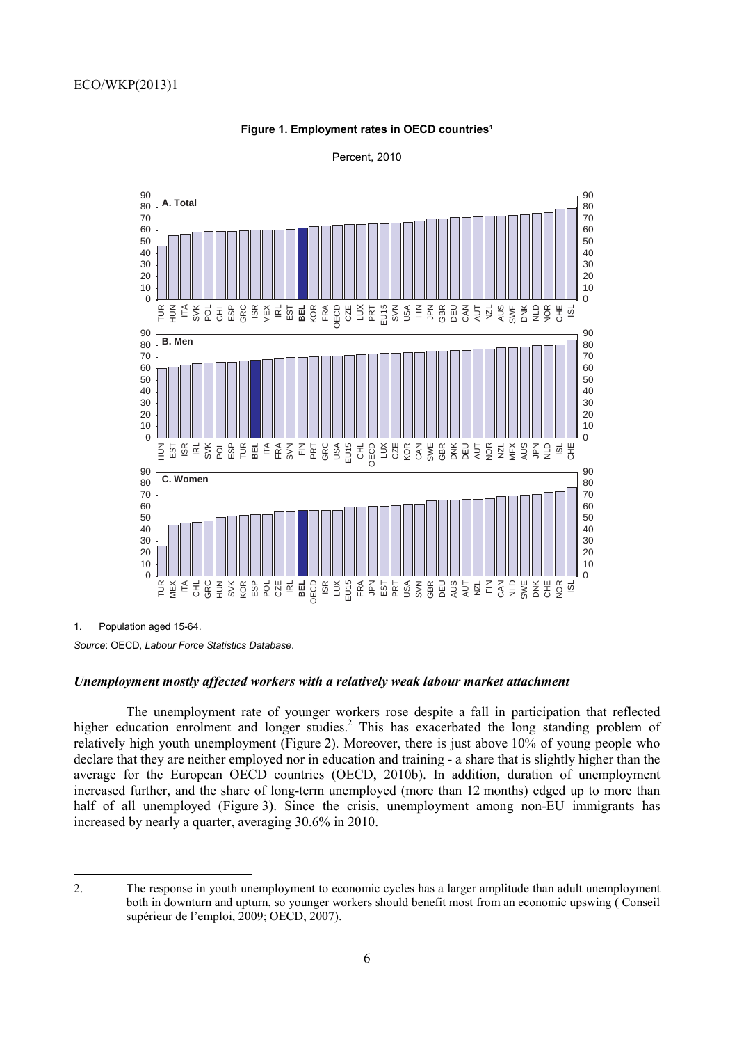**Figure 1. Employment rates in OECD countries**[1]

Percent, 2010

1. Population aged 15-64.

*Source*: OECD, *Labour Force Statistics Database*.

### *Unemployment mostly affected workers with a relatively weak labour market attachment*

The unemployment rate of younger workers rose despite a fall in participation that reflected higher education enrolment and longer studies.[2] This has exacerbated the long standing problem of relatively high youth unemployment (Figure 2). Moreover, there is just above 10% of young people who declare that they are neither employed nor in education and training - a share that is slightly higher than the average for the European OECD countries (OECD, 2010b). In addition, duration of unemployment increased further, and the share of long-term unemployed (more than 12 months) edged up to more than half of all unemployed (Figure 3). Since the crisis, unemployment among non-EU immigrants has increased by nearly a quarter, averaging 30.6% in 2010.

2. The response in youth unemployment to economic cycles has a larger amplitude than adult unemployment both in downturn and upturn, so younger workers should benefit most from an economic upswing ( Conseil supérieur de l'emploi, 2009; OECD, 2007).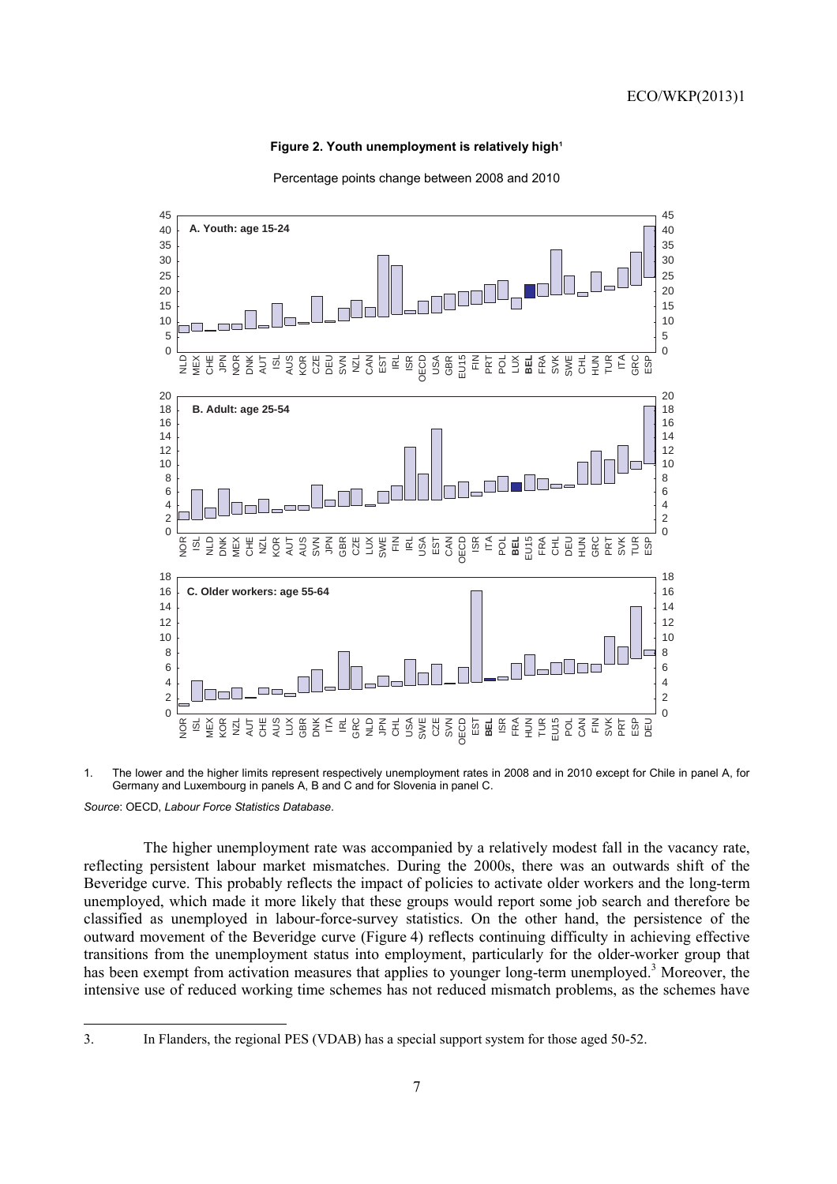**Figure 2. Youth unemployment is relatively high**[1]

Percentage points change between 2008 and 2010

1. The lower and the higher limits represent respectively unemployment rates in 2008 and in 2010 except for Chile in panel A, for Germany and Luxembourg in panels A, B and C and for Slovenia in panel C.

*Source*: OECD, *Labour Force Statistics Database*.

The higher unemployment rate was accompanied by a relatively modest fall in the vacancy rate, reflecting persistent labour market mismatches. During the 2000s, there was an outwards shift of the Beveridge curve. This probably reflects the impact of policies to activate older workers and the long-term unemployed, which made it more likely that these groups would report some job search and therefore be classified as unemployed in labour-force-survey statistics. On the other hand, the persistence of the outward movement of the Beveridge curve (Figure 4) reflects continuing difficulty in achieving effective transitions from the unemployment status into employment, particularly for the older-worker group that has been exempt from activation measures that applies to younger long-term unemployed.[3] Moreover, the intensive use of reduced working time schemes has not reduced mismatch problems, as the schemes have

3. In Flanders, the regional PES (VDAB) has a special support system for those aged 50-52.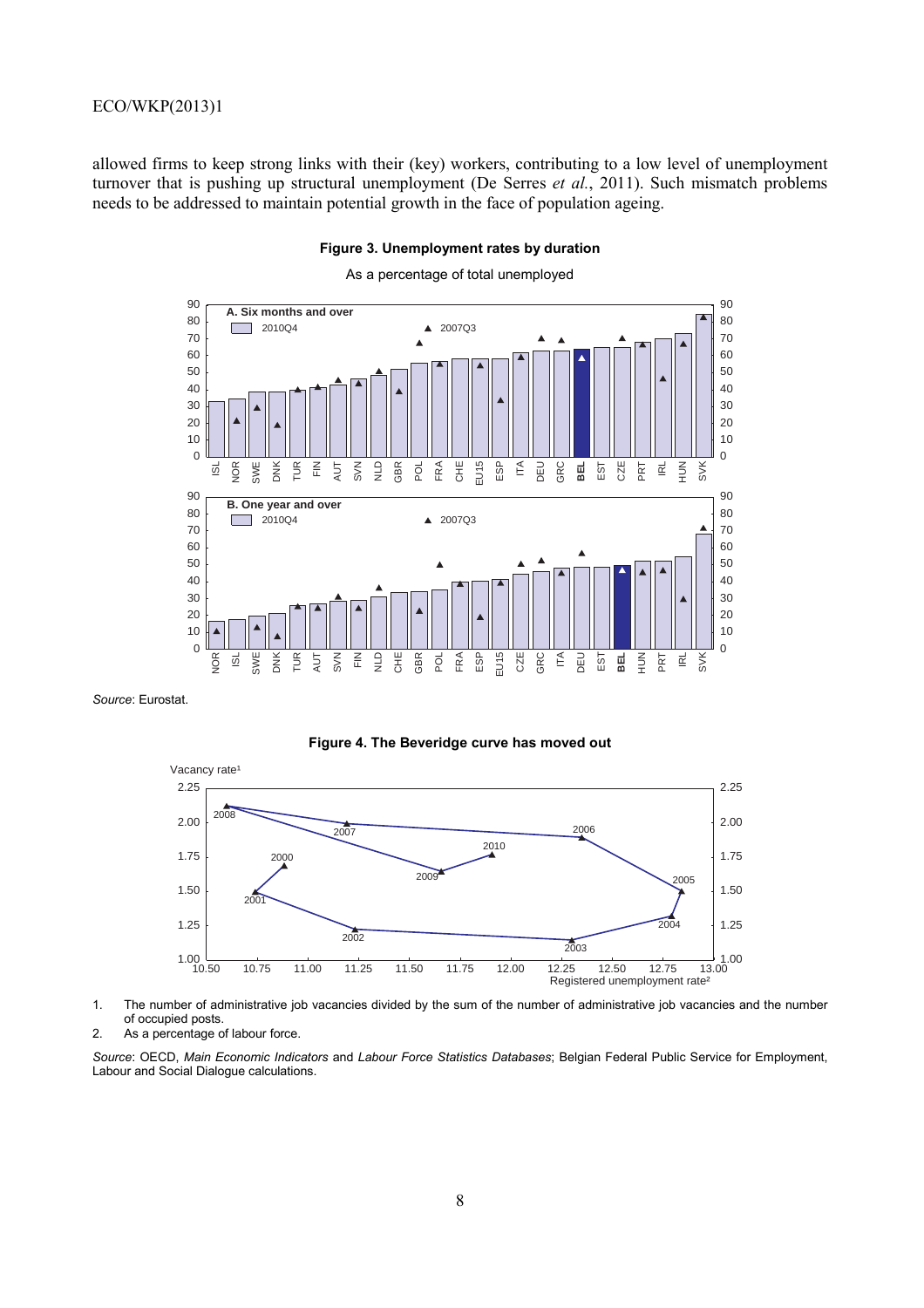allowed firms to keep strong links with their (key) workers, contributing to a low level of unemployment turnover that is pushing up structural unemployment (De Serres *et al.*, 2011). Such mismatch problems needs to be addressed to maintain potential growth in the face of population ageing.

**Figure 3. Unemployment rates by duration**

As a percentage of total unemployed

Source: Eurostat.

**Figure 4. The Beveridge curve has moved out**

1. The number of administrative job vacancies divided by the sum of the number of administrative job vacancies and the number of occupied posts.
2. As a percentage of labour force.

*Source*: OECD, *Main Economic Indicators* and *Labour Force Statistics Databases*; Belgian Federal Public Service for Employment, Labour and Social Dialogue calculations.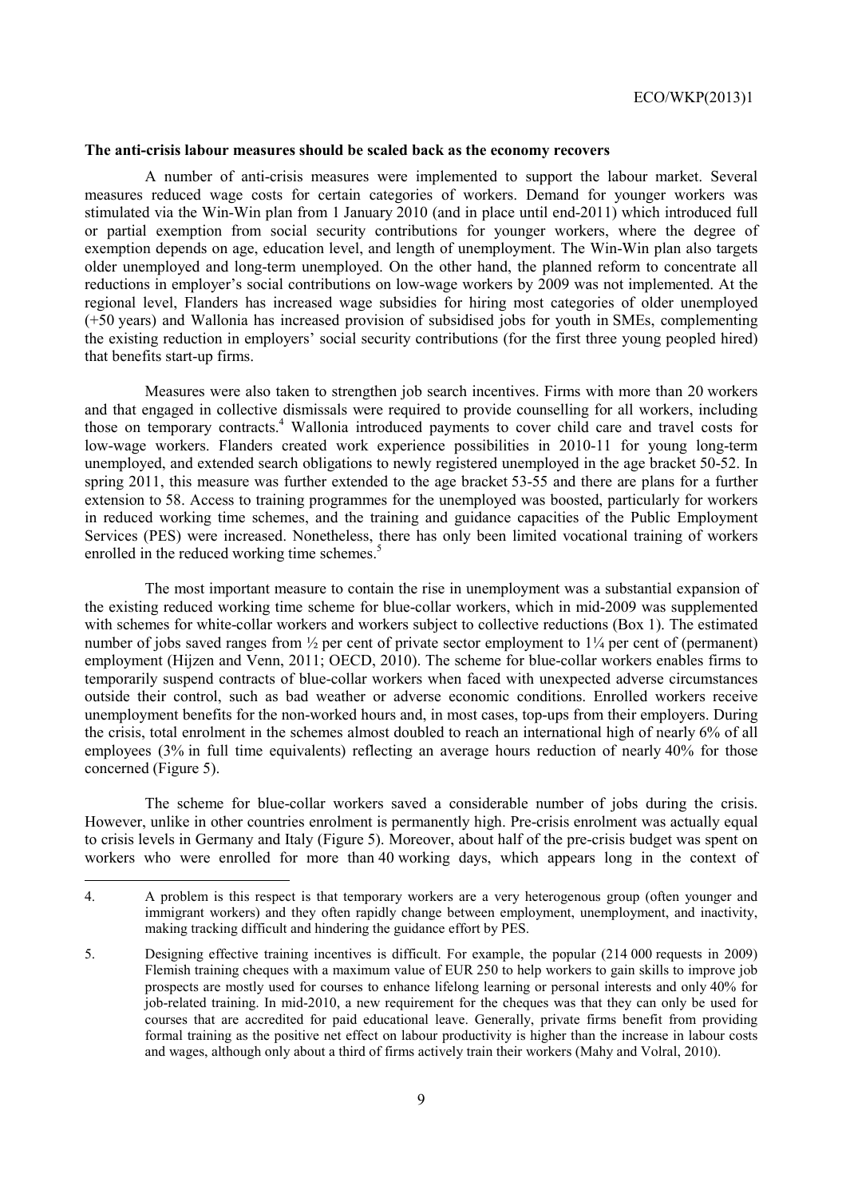### The anti-crisis labour measures should be scaled back as the economy recovers

A number of anti-crisis measures were implemented to support the labour market. Several measures reduced wage costs for certain categories of workers. Demand for younger workers was stimulated via the Win-Win plan from 1 January 2010 (and in place until end-2011) which introduced full or partial exemption from social security contributions for younger workers, where the degree of exemption depends on age, education level, and length of unemployment. The Win-Win plan also targets older unemployed and long-term unemployed. On the other hand, the planned reform to concentrate all reductions in employer's social contributions on low-wage workers by 2009 was not implemented. At the regional level, Flanders has increased wage subsidies for hiring most categories of older unemployed (+50 years) and Wallonia has increased provision of subsidised jobs for youth in SMEs, complementing the existing reduction in employers' social security contributions (for the first three young peopled hired) that benefits start-up firms.

Measures were also taken to strengthen job search incentives. Firms with more than 20 workers and that engaged in collective dismissals were required to provide counselling for all workers, including those on temporary contracts.[4] Wallonia introduced payments to cover child care and travel costs for low-wage workers. Flanders created work experience possibilities in 2010-11 for young long-term unemployed, and extended search obligations to newly registered unemployed in the age bracket 50-52. In spring 2011, this measure was further extended to the age bracket 53-55 and there are plans for a further extension to 58. Access to training programmes for the unemployed was boosted, particularly for workers in reduced working time schemes, and the training and guidance capacities of the Public Employment Services (PES) were increased. Nonetheless, there has only been limited vocational training of workers enrolled in the reduced working time schemes.[5]

The most important measure to contain the rise in unemployment was a substantial expansion of the existing reduced working time scheme for blue-collar workers, which in mid-2009 was supplemented with schemes for white-collar workers and workers subject to collective reductions (Box 1). The estimated number of jobs saved ranges from ½ per cent of private sector employment to 1¼ per cent of (permanent) employment (Hijzen and Venn, 2011; OECD, 2010). The scheme for blue-collar workers enables firms to temporarily suspend contracts of blue-collar workers when faced with unexpected adverse circumstances outside their control, such as bad weather or adverse economic conditions. Enrolled workers receive unemployment benefits for the non-worked hours and, in most cases, top-ups from their employers. During the crisis, total enrolment in the schemes almost doubled to reach an international high of nearly 6% of all employees (3% in full time equivalents) reflecting an average hours reduction of nearly 40% for those concerned (Figure 5).

The scheme for blue-collar workers saved a considerable number of jobs during the crisis. However, unlike in other countries enrolment is permanently high. Pre-crisis enrolment was actually equal to crisis levels in Germany and Italy (Figure 5). Moreover, about half of the pre-crisis budget was spent on workers who were enrolled for more than 40 working days, which appears long in the context of

---

4. A problem is this respect is that temporary workers are a very heterogenous group (often younger and immigrant workers) and they often rapidly change between employment, unemployment, and inactivity, making tracking difficult and hindering the guidance effort by PES.

5. Designing effective training incentives is difficult. For example, the popular (214 000 requests in 2009) Flemish training cheques with a maximum value of EUR 250 to help workers to gain skills to improve job prospects are mostly used for courses to enhance lifelong learning or personal interests and only 40% for job-related training. In mid-2010, a new requirement for the cheques was that they can only be used for courses that are accredited for paid educational leave. Generally, private firms benefit from providing formal training as the positive net effect on labour productivity is higher than the increase in labour costs and wages, although only about a third of firms actively train their workers (Mahy and Volral, 2010).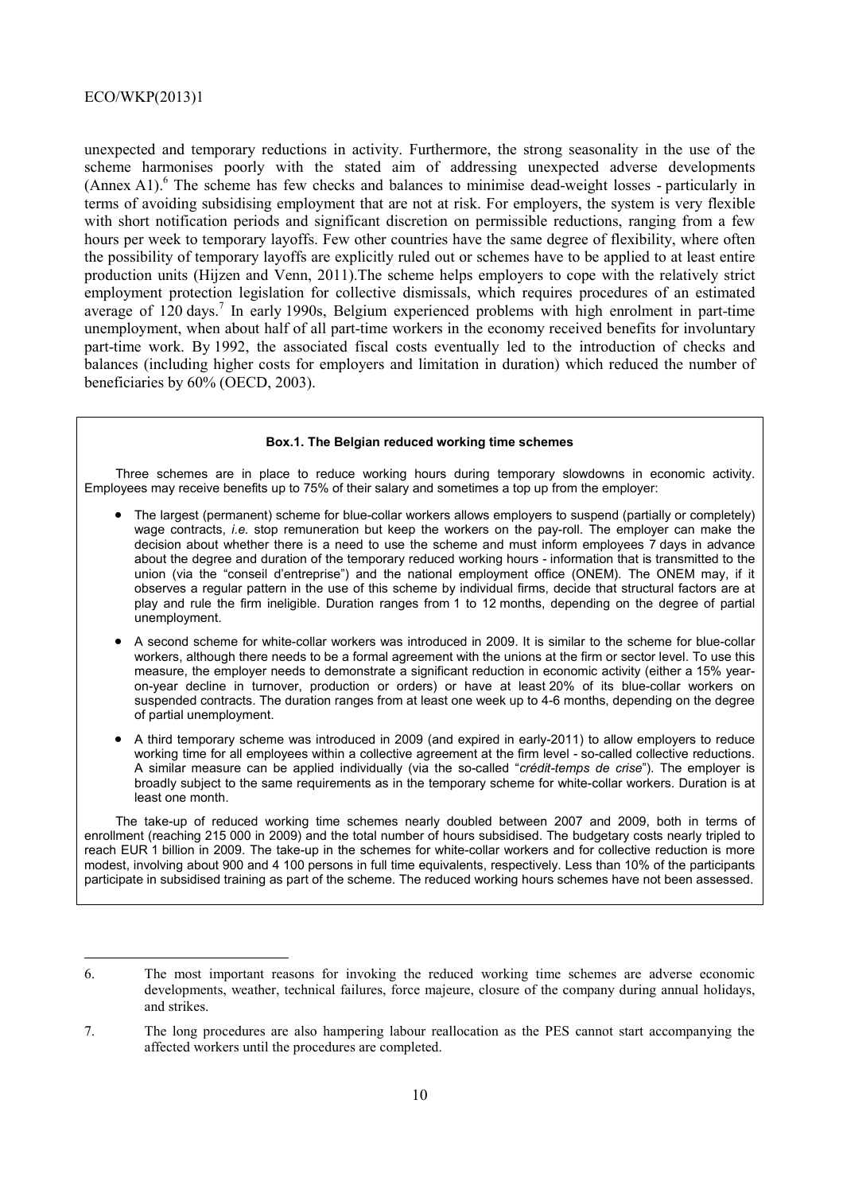unexpected and temporary reductions in activity. Furthermore, the strong seasonality in the use of the scheme harmonises poorly with the stated aim of addressing unexpected adverse developments (Annex A1).[6] The scheme has few checks and balances to minimise dead-weight losses - particularly in terms of avoiding subsidising employment that are not at risk. For employers, the system is very flexible with short notification periods and significant discretion on permissible reductions, ranging from a few hours per week to temporary layoffs. Few other countries have the same degree of flexibility, where often the possibility of temporary layoffs are explicitly ruled out or schemes have to be applied to at least entire production units (Hijzen and Venn, 2011).The scheme helps employers to cope with the relatively strict employment protection legislation for collective dismissals, which requires procedures of an estimated average of 120 days.[7] In early 1990s, Belgium experienced problems with high enrolment in part-time unemployment, when about half of all part-time workers in the economy received benefits for involuntary part-time work. By 1992, the associated fiscal costs eventually led to the introduction of checks and balances (including higher costs for employers and limitation in duration) which reduced the number of beneficiaries by 60% (OECD, 2003).

**Box.1. The Belgian reduced working time schemes**

Three schemes are in place to reduce working hours during temporary slowdowns in economic activity. Employees may receive benefits up to 75% of their salary and sometimes a top up from the employer:

- The largest (permanent) scheme for blue-collar workers allows employers to suspend (partially or completely) wage contracts, *i.e.* stop remuneration but keep the workers on the pay-roll. The employer can make the decision about whether there is a need to use the scheme and must inform employees 7 days in advance about the degree and duration of the temporary reduced working hours - information that is transmitted to the union (via the "conseil d'entreprise") and the national employment office (ONEM). The ONEM may, if it observes a regular pattern in the use of this scheme by individual firms, decide that structural factors are at play and rule the firm ineligible. Duration ranges from 1 to 12 months, depending on the degree of partial unemployment.
- A second scheme for white-collar workers was introduced in 2009. It is similar to the scheme for blue-collar workers, although there needs to be a formal agreement with the unions at the firm or sector level. To use this measure, the employer needs to demonstrate a significant reduction in economic activity (either a 15% year-on-year decline in turnover, production or orders) or have at least 20% of its blue-collar workers on suspended contracts. The duration ranges from at least one week up to 4-6 months, depending on the degree of partial unemployment.
- A third temporary scheme was introduced in 2009 (and expired in early-2011) to allow employers to reduce working time for all employees within a collective agreement at the firm level - so-called collective reductions. A similar measure can be applied individually (via the so-called "*crédit-temps de crise*"). The employer is broadly subject to the same requirements as in the temporary scheme for white-collar workers. Duration is at least one month.

The take-up of reduced working time schemes nearly doubled between 2007 and 2009, both in terms of enrollment (reaching 215 000 in 2009) and the total number of hours subsidised. The budgetary costs nearly tripled to reach EUR 1 billion in 2009. The take-up in the schemes for white-collar workers and for collective reduction is more modest, involving about 900 and 4 100 persons in full time equivalents, respectively. Less than 10% of the participants participate in subsidised training as part of the scheme. The reduced working hours schemes have not been assessed.

---

6. The most important reasons for invoking the reduced working time schemes are adverse economic developments, weather, technical failures, force majeure, closure of the company during annual holidays, and strikes.

7. The long procedures are also hampering labour reallocation as the PES cannot start accompanying the affected workers until the procedures are completed.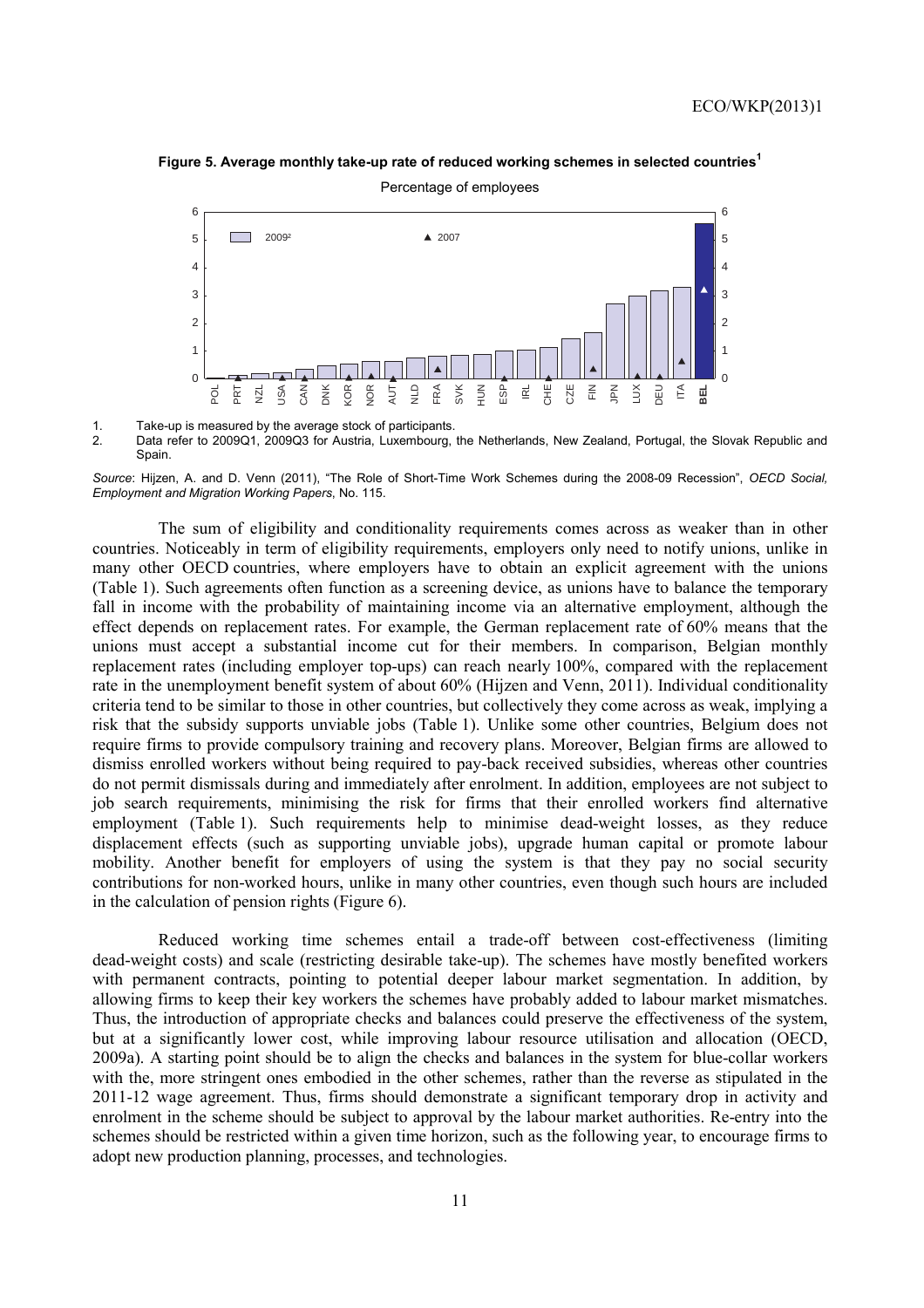**Figure 5. Average monthly take-up rate of reduced working schemes in selected countries**[1]

Percentage of employees

1. Take-up is measured by the average stock of participants.
2. Data refer to 2009Q1, 2009Q3 for Austria, Luxembourg, the Netherlands, New Zealand, Portugal, the Slovak Republic and Spain.

*Source*: Hijzen, A. and D. Venn (2011), "The Role of Short-Time Work Schemes during the 2008-09 Recession", *OECD Social, Employment and Migration Working Papers*, No. 115.

The sum of eligibility and conditionality requirements comes across as weaker than in other countries. Noticeably in term of eligibility requirements, employers only need to notify unions, unlike in many other OECD countries, where employers have to obtain an explicit agreement with the unions (Table 1). Such agreements often function as a screening device, as unions have to balance the temporary fall in income with the probability of maintaining income via an alternative employment, although the effect depends on replacement rates. For example, the German replacement rate of 60% means that the unions must accept a substantial income cut for their members. In comparison, Belgian monthly replacement rates (including employer top-ups) can reach nearly 100%, compared with the replacement rate in the unemployment benefit system of about 60% (Hijzen and Venn, 2011). Individual conditionality criteria tend to be similar to those in other countries, but collectively they come across as weak, implying a risk that the subsidy supports unviable jobs (Table 1). Unlike some other countries, Belgium does not require firms to provide compulsory training and recovery plans. Moreover, Belgian firms are allowed to dismiss enrolled workers without being required to pay-back received subsidies, whereas other countries do not permit dismissals during and immediately after enrolment. In addition, employees are not subject to job search requirements, minimising the risk for firms that their enrolled workers find alternative employment (Table 1). Such requirements help to minimise dead-weight losses, as they reduce displacement effects (such as supporting unviable jobs), upgrade human capital or promote labour mobility. Another benefit for employers of using the system is that they pay no social security contributions for non-worked hours, unlike in many other countries, even though such hours are included in the calculation of pension rights (Figure 6).

Reduced working time schemes entail a trade-off between cost-effectiveness (limiting dead-weight costs) and scale (restricting desirable take-up). The schemes have mostly benefited workers with permanent contracts, pointing to potential deeper labour market segmentation. In addition, by allowing firms to keep their key workers the schemes have probably added to labour market mismatches. Thus, the introduction of appropriate checks and balances could preserve the effectiveness of the system, but at a significantly lower cost, while improving labour resource utilisation and allocation (OECD, 2009a). A starting point should be to align the checks and balances in the system for blue-collar workers with the, more stringent ones embodied in the other schemes, rather than the reverse as stipulated in the 2011-12 wage agreement. Thus, firms should demonstrate a significant temporary drop in activity and enrolment in the scheme should be subject to approval by the labour market authorities. Re-entry into the schemes should be restricted within a given time horizon, such as the following year, to encourage firms to adopt new production planning, processes, and technologies.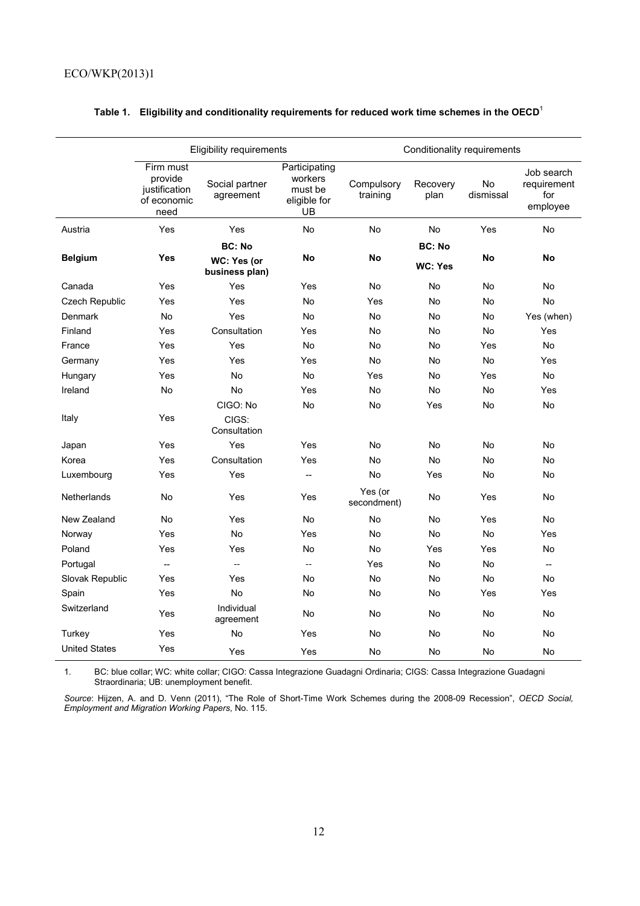**Table 1. Eligibility and conditionality requirements for reduced work time schemes in the OECD**[1]

| | Eligibility requirements | | | Conditionality requirements | | | |
|---|---|---|---|---|---|---|---|
| | Firm must provide justification of economic need | Social partner agreement | Participating workers must be eligible for UB | Compulsory training | Recovery plan | No dismissal | Job search requirement for employee |
| Austria | Yes | Yes | No | No | No | Yes | No |
| **Belgium** | **Yes** | **BC: No** **WC: Yes (or business plan)** | **No** | **No** | **BC: No** **WC: Yes** | **No** | **No** |
| Canada | Yes | Yes | Yes | No | No | No | No |
| Czech Republic | Yes | Yes | No | Yes | No | No | No |
| Denmark | No | Yes | No | No | No | No | Yes (when) |
| Finland | Yes | Consultation | Yes | No | No | No | Yes |
| France | Yes | Yes | No | No | No | Yes | No |
| Germany | Yes | Yes | Yes | No | No | No | Yes |
| Hungary | Yes | No | No | Yes | No | Yes | No |
| Ireland | No | No | Yes | No | No | No | Yes |
| Italy | Yes | CIGO: No CIGS: Consultation | No | No | Yes | No | No |
| Japan | Yes | Yes | Yes | No | No | No | No |
| Korea | Yes | Consultation | Yes | No | No | No | No |
| Luxembourg | Yes | Yes | -- | No | Yes | No | No |
| Netherlands | No | Yes | Yes | Yes (or secondment) | No | Yes | No |
| New Zealand | No | Yes | No | No | No | Yes | No |
| Norway | Yes | No | Yes | No | No | No | Yes |
| Poland | Yes | Yes | No | No | Yes | Yes | No |
| Portugal | -- | -- | -- | Yes | No | No | -- |
| Slovak Republic | Yes | Yes | No | No | No | No | No |
| Spain | Yes | No | No | No | No | Yes | Yes |
| Switzerland | Yes | Individual agreement | No | No | No | No | No |
| Turkey | Yes | No | Yes | No | No | No | No |
| United States | Yes | Yes | Yes | No | No | No | No |

1. BC: blue collar; WC: white collar; CIGO: Cassa Integrazione Guadagni Ordinaria; CIGS: Cassa Integrazione Guadagni Straordinaria; UB: unemployment benefit.

*Source*: Hijzen, A. and D. Venn (2011), "The Role of Short-Time Work Schemes during the 2008-09 Recession", *OECD Social, Employment and Migration Working Papers*, No. 115.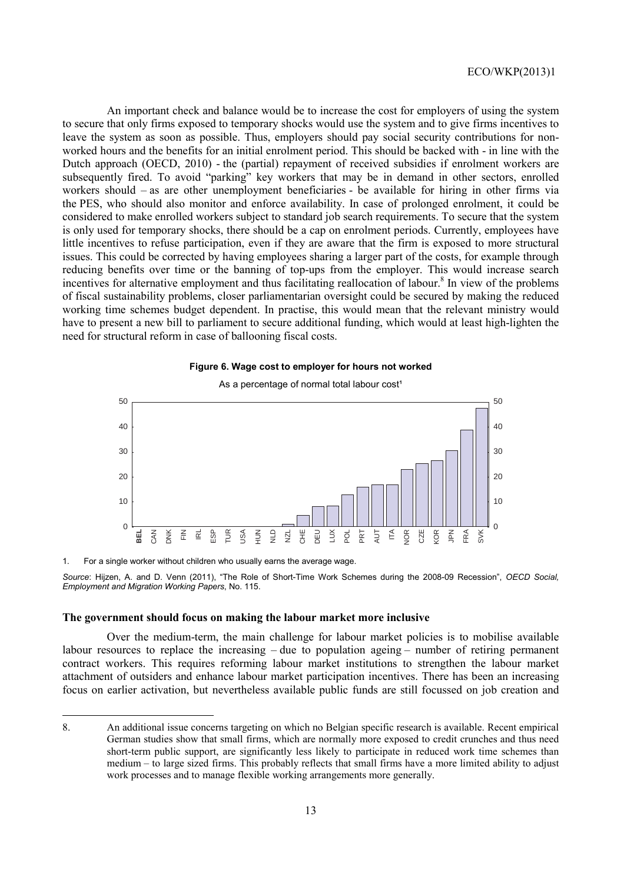An important check and balance would be to increase the cost for employers of using the system to secure that only firms exposed to temporary shocks would use the system and to give firms incentives to leave the system as soon as possible. Thus, employers should pay social security contributions for non-worked hours and the benefits for an initial enrolment period. This should be backed with - in line with the Dutch approach (OECD, 2010) - the (partial) repayment of received subsidies if enrolment workers are subsequently fired. To avoid "parking" key workers that may be in demand in other sectors, enrolled workers should – as are other unemployment beneficiaries - be available for hiring in other firms via the PES, who should also monitor and enforce availability. In case of prolonged enrolment, it could be considered to make enrolled workers subject to standard job search requirements. To secure that the system is only used for temporary shocks, there should be a cap on enrolment periods. Currently, employees have little incentives to refuse participation, even if they are aware that the firm is exposed to more structural issues. This could be corrected by having employees sharing a larger part of the costs, for example through reducing benefits over time or the banning of top-ups from the employer. This would increase search incentives for alternative employment and thus facilitating reallocation of labour.[8] In view of the problems of fiscal sustainability problems, closer parliamentarian oversight could be secured by making the reduced working time schemes budget dependent. In practise, this would mean that the relevant ministry would have to present a new bill to parliament to secure additional funding, which would at least high-lighten the need for structural reform in case of ballooning fiscal costs.

**Figure 6. Wage cost to employer for hours not worked**

As a percentage of normal total labour cost[1]

50
40
30
20
10
0

BEL CAN DNK FIN IRL ESP TUR USA HUN NLD NZL CHE DEU LUX POL PRT AUT ITA NOR CZE KOR JPN FRA SVK

1. For a single worker without children who usually earns the average wage.

*Source*: Hijzen, A. and D. Venn (2011), "The Role of Short-Time Work Schemes during the 2008-09 Recession", *OECD Social, Employment and Migration Working Papers*, No. 115.

### The government should focus on making the labour market more inclusive

Over the medium-term, the main challenge for labour market policies is to mobilise available labour resources to replace the increasing – due to population ageing – number of retiring permanent contract workers. This requires reforming labour market institutions to strengthen the labour market attachment of outsiders and enhance labour market participation incentives. There has been an increasing focus on earlier activation, but nevertheless available public funds are still focussed on job creation and

8. An additional issue concerns targeting on which no Belgian specific research is available. Recent empirical German studies show that small firms, which are normally more exposed to credit crunches and thus need short-term public support, are significantly less likely to participate in reduced work time schemes than medium – to large sized firms. This probably reflects that small firms have a more limited ability to adjust work processes and to manage flexible working arrangements more generally.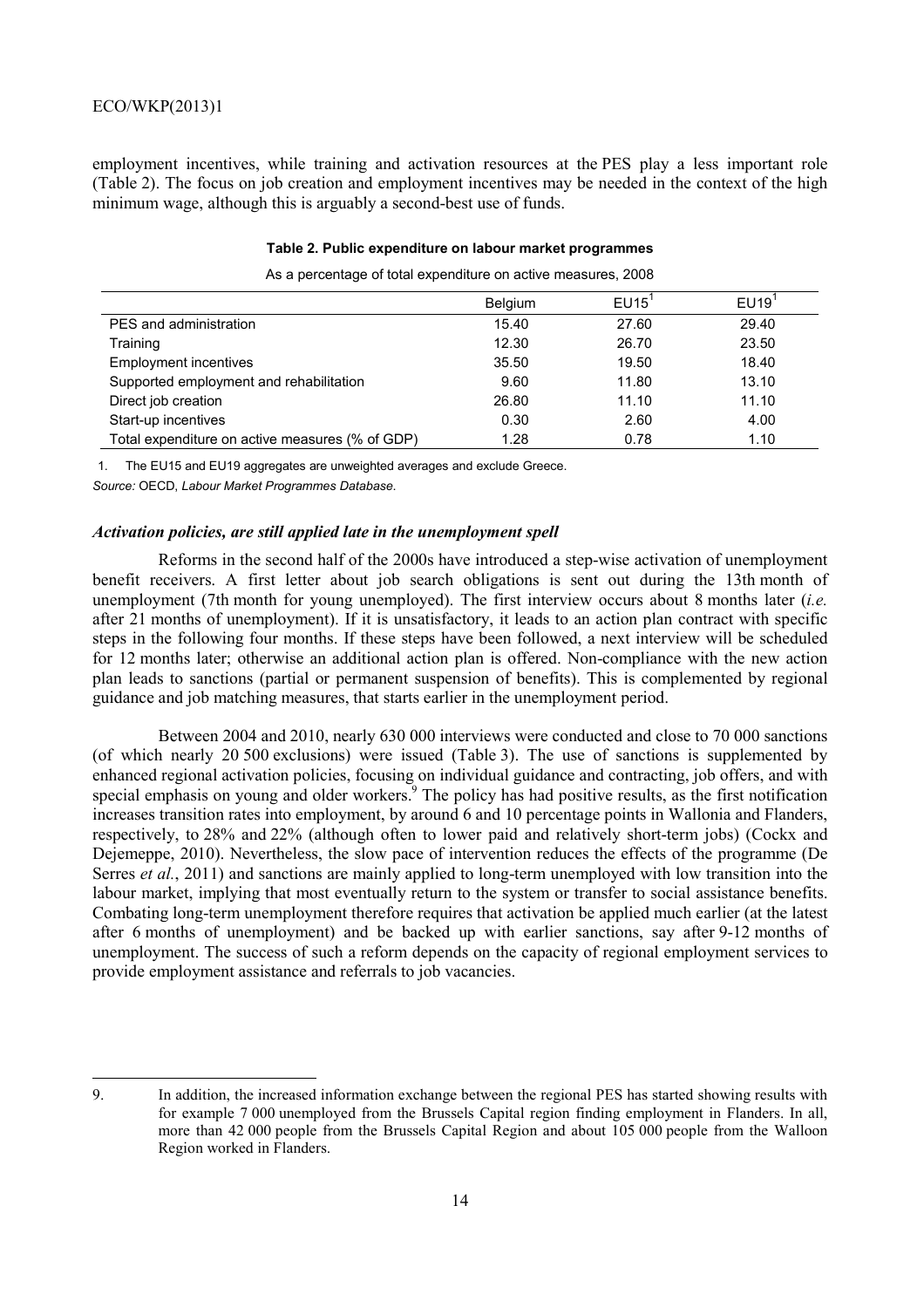employment incentives, while training and activation resources at the PES play a less important role (Table 2). The focus on job creation and employment incentives may be needed in the context of the high minimum wage, although this is arguably a second-best use of funds.

**Table 2. Public expenditure on labour market programmes**

As a percentage of total expenditure on active measures, 2008

| | Belgium | EU15[1] | EU19[1] |
|---|---|---|---|
| PES and administration | 15.40 | 27.60 | 29.40 |
| Training | 12.30 | 26.70 | 23.50 |
| Employment incentives | 35.50 | 19.50 | 18.40 |
| Supported employment and rehabilitation | 9.60 | 11.80 | 13.10 |
| Direct job creation | 26.80 | 11.10 | 11.10 |
| Start-up incentives | 0.30 | 2.60 | 4.00 |
| Total expenditure on active measures (% of GDP) | 1.28 | 0.78 | 1.10 |

1. The EU15 and EU19 aggregates are unweighted averages and exclude Greece.

*Source:* OECD, *Labour Market Programmes Database*.

### *Activation policies, are still applied late in the unemployment spell*

Reforms in the second half of the 2000s have introduced a step-wise activation of unemployment benefit receivers. A first letter about job search obligations is sent out during the 13th month of unemployment (7th month for young unemployed). The first interview occurs about 8 months later (*i.e.* after 21 months of unemployment). If it is unsatisfactory, it leads to an action plan contract with specific steps in the following four months. If these steps have been followed, a next interview will be scheduled for 12 months later; otherwise an additional action plan is offered. Non-compliance with the new action plan leads to sanctions (partial or permanent suspension of benefits). This is complemented by regional guidance and job matching measures, that starts earlier in the unemployment period.

Between 2004 and 2010, nearly 630 000 interviews were conducted and close to 70 000 sanctions (of which nearly 20 500 exclusions) were issued (Table 3). The use of sanctions is supplemented by enhanced regional activation policies, focusing on individual guidance and contracting, job offers, and with special emphasis on young and older workers.[9] The policy has had positive results, as the first notification increases transition rates into employment, by around 6 and 10 percentage points in Wallonia and Flanders, respectively, to 28% and 22% (although often to lower paid and relatively short-term jobs) (Cockx and Dejemeppe, 2010). Nevertheless, the slow pace of intervention reduces the effects of the programme (De Serres *et al.*, 2011) and sanctions are mainly applied to long-term unemployed with low transition into the labour market, implying that most eventually return to the system or transfer to social assistance benefits. Combating long-term unemployment therefore requires that activation be applied much earlier (at the latest after 6 months of unemployment) and be backed up with earlier sanctions, say after 9-12 months of unemployment. The success of such a reform depends on the capacity of regional employment services to provide employment assistance and referrals to job vacancies.

9. In addition, the increased information exchange between the regional PES has started showing results with for example 7 000 unemployed from the Brussels Capital region finding employment in Flanders. In all, more than 42 000 people from the Brussels Capital Region and about 105 000 people from the Walloon Region worked in Flanders.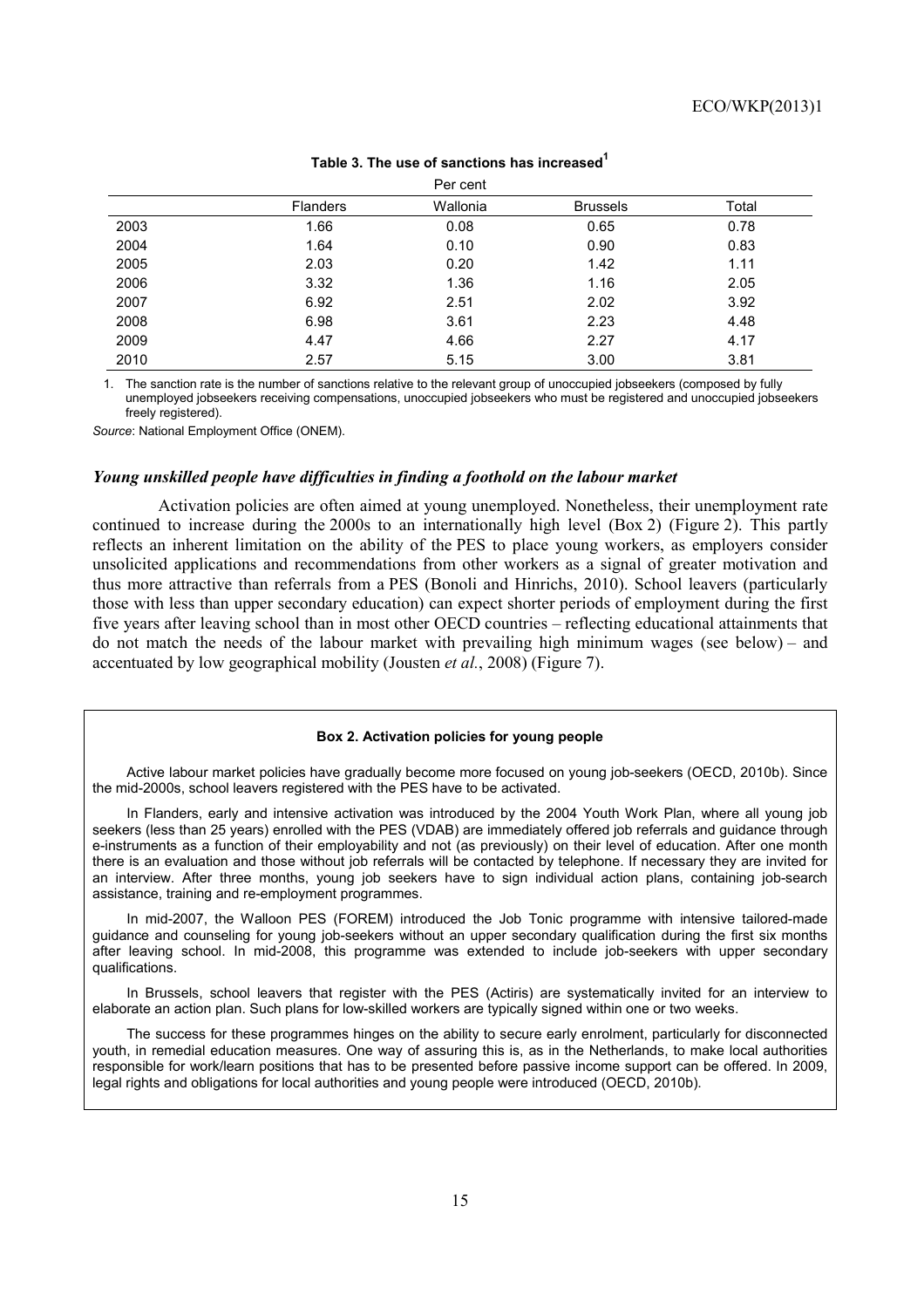**Table 3. The use of sanctions has increased[1]**

Per cent

| | Flanders | Wallonia | Brussels | Total |
|---|---|---|---|---|
| 2003 | 1.66 | 0.08 | 0.65 | 0.78 |
| 2004 | 1.64 | 0.10 | 0.90 | 0.83 |
| 2005 | 2.03 | 0.20 | 1.42 | 1.11 |
| 2006 | 3.32 | 1.36 | 1.16 | 2.05 |
| 2007 | 6.92 | 2.51 | 2.02 | 3.92 |
| 2008 | 6.98 | 3.61 | 2.23 | 4.48 |
| 2009 | 4.47 | 4.66 | 2.27 | 4.17 |
| 2010 | 2.57 | 5.15 | 3.00 | 3.81 |

1. The sanction rate is the number of sanctions relative to the relevant group of unoccupied jobseekers (composed by fully unemployed jobseekers receiving compensations, unoccupied jobseekers who must be registered and unoccupied jobseekers freely registered).

*Source*: National Employment Office (ONEM).

### *Young unskilled people have difficulties in finding a foothold on the labour market*

Activation policies are often aimed at young unemployed. Nonetheless, their unemployment rate continued to increase during the 2000s to an internationally high level (Box 2) (Figure 2). This partly reflects an inherent limitation on the ability of the PES to place young workers, as employers consider unsolicited applications and recommendations from other workers as a signal of greater motivation and thus more attractive than referrals from a PES (Bonoli and Hinrichs, 2010). School leavers (particularly those with less than upper secondary education) can expect shorter periods of employment during the first five years after leaving school than in most other OECD countries – reflecting educational attainments that do not match the needs of the labour market with prevailing high minimum wages (see below) – and accentuated by low geographical mobility (Jousten *et al.*, 2008) (Figure 7).

**Box 2. Activation policies for young people**

Active labour market policies have gradually become more focused on young job-seekers (OECD, 2010b). Since the mid-2000s, school leavers registered with the PES have to be activated.

In Flanders, early and intensive activation was introduced by the 2004 Youth Work Plan, where all young job seekers (less than 25 years) enrolled with the PES (VDAB) are immediately offered job referrals and guidance through e-instruments as a function of their employability and not (as previously) on their level of education. After one month there is an evaluation and those without job referrals will be contacted by telephone. If necessary they are invited for an interview. After three months, young job seekers have to sign individual action plans, containing job-search assistance, training and re-employment programmes.

In mid-2007, the Walloon PES (FOREM) introduced the Job Tonic programme with intensive tailored-made guidance and counseling for young job-seekers without an upper secondary qualification during the first six months after leaving school. In mid-2008, this programme was extended to include job-seekers with upper secondary qualifications.

In Brussels, school leavers that register with the PES (Actiris) are systematically invited for an interview to elaborate an action plan. Such plans for low-skilled workers are typically signed within one or two weeks.

The success for these programmes hinges on the ability to secure early enrolment, particularly for disconnected youth, in remedial education measures. One way of assuring this is, as in the Netherlands, to make local authorities responsible for work/learn positions that has to be presented before passive income support can be offered. In 2009, legal rights and obligations for local authorities and young people were introduced (OECD, 2010b).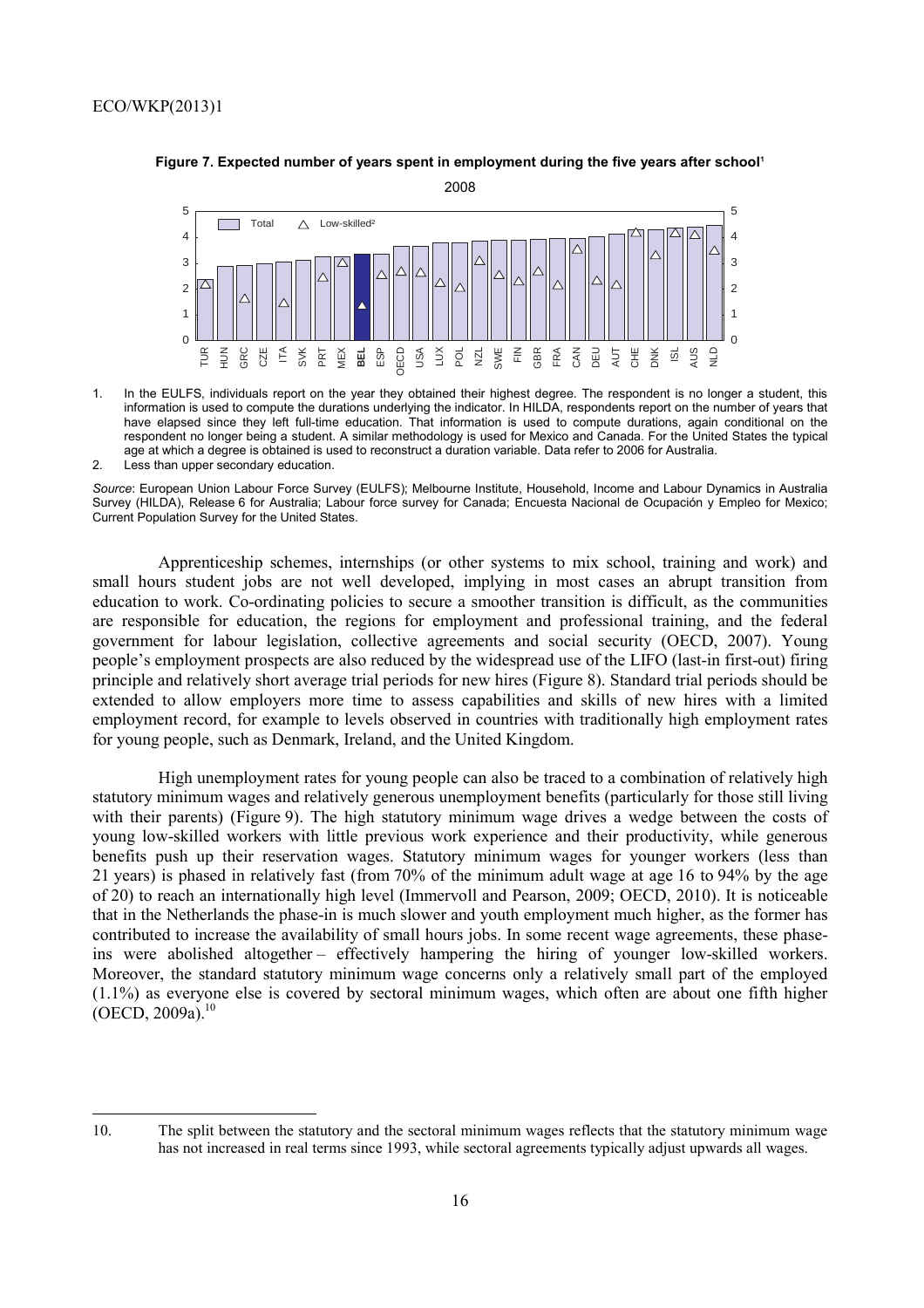**Figure 7. Expected number of years spent in employment during the five years after school[1]**

2008

1. In the EULFS, individuals report on the year they obtained their highest degree. The respondent is no longer a student, this information is used to compute the durations underlying the indicator. In HILDA, respondents report on the number of years that have elapsed since they left full-time education. That information is used to compute durations, again conditional on the respondent no longer being a student. A similar methodology is used for Mexico and Canada. For the United States the typical age at which a degree is obtained is used to reconstruct a duration variable. Data refer to 2006 for Australia.
2. Less than upper secondary education.

*Source*: European Union Labour Force Survey (EULFS); Melbourne Institute, Household, Income and Labour Dynamics in Australia Survey (HILDA), Release 6 for Australia; Labour force survey for Canada; Encuesta Nacional de Ocupación y Empleo for Mexico; Current Population Survey for the United States.

Apprenticeship schemes, internships (or other systems to mix school, training and work) and small hours student jobs are not well developed, implying in most cases an abrupt transition from education to work. Co-ordinating policies to secure a smoother transition is difficult, as the communities are responsible for education, the regions for employment and professional training, and the federal government for labour legislation, collective agreements and social security (OECD, 2007). Young people's employment prospects are also reduced by the widespread use of the LIFO (last-in first-out) firing principle and relatively short average trial periods for new hires (Figure 8). Standard trial periods should be extended to allow employers more time to assess capabilities and skills of new hires with a limited employment record, for example to levels observed in countries with traditionally high employment rates for young people, such as Denmark, Ireland, and the United Kingdom.

High unemployment rates for young people can also be traced to a combination of relatively high statutory minimum wages and relatively generous unemployment benefits (particularly for those still living with their parents) (Figure 9). The high statutory minimum wage drives a wedge between the costs of young low-skilled workers with little previous work experience and their productivity, while generous benefits push up their reservation wages. Statutory minimum wages for younger workers (less than 21 years) is phased in relatively fast (from 70% of the minimum adult wage at age 16 to 94% by the age of 20) to reach an internationally high level (Immervoll and Pearson, 2009; OECD, 2010). It is noticeable that in the Netherlands the phase-in is much slower and youth employment much higher, as the former has contributed to increase the availability of small hours jobs. In some recent wage agreements, these phase-ins were abolished altogether – effectively hampering the hiring of younger low-skilled workers. Moreover, the standard statutory minimum wage concerns only a relatively small part of the employed (1.1%) as everyone else is covered by sectoral minimum wages, which often are about one fifth higher (OECD, 2009a).[10]

---

10. The split between the statutory and the sectoral minimum wages reflects that the statutory minimum wage has not increased in real terms since 1993, while sectoral agreements typically adjust upwards all wages.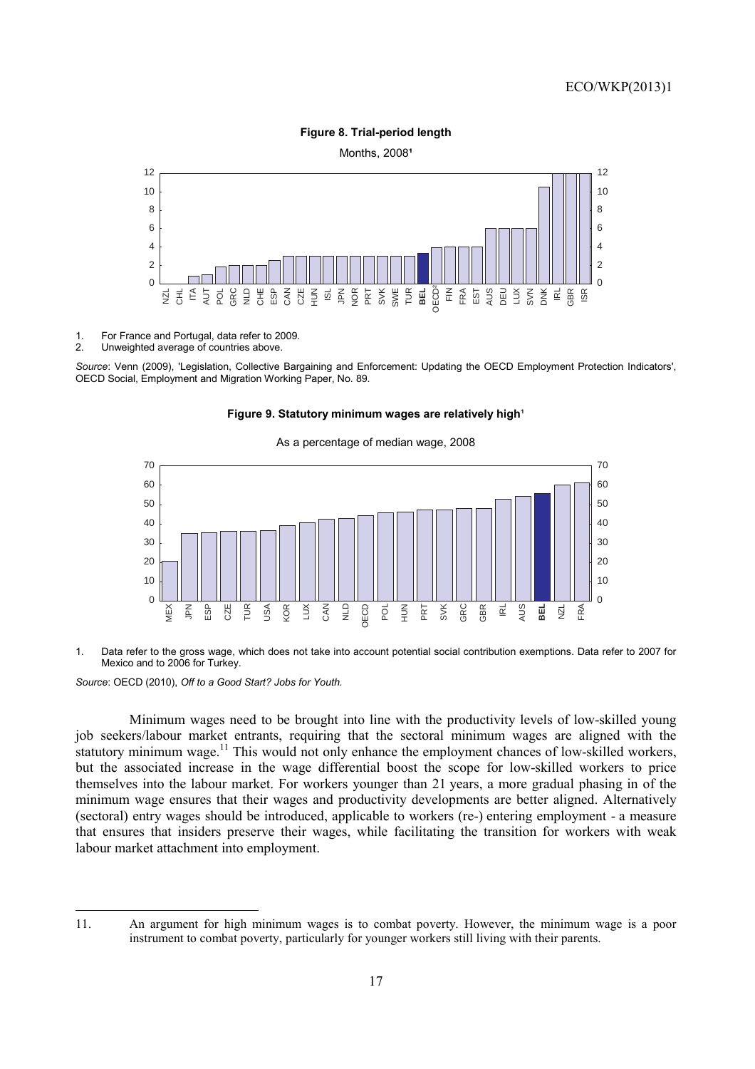**Figure 8. Trial-period length**

Months, 2008[1]

1. For France and Portugal, data refer to 2009.
2. Unweighted average of countries above.

*Source*: Venn (2009), 'Legislation, Collective Bargaining and Enforcement: Updating the OECD Employment Protection Indicators', OECD Social, Employment and Migration Working Paper, No. 89.

**Figure 9. Statutory minimum wages are relatively high[1]**

As a percentage of median wage, 2008

1. Data refer to the gross wage, which does not take into account potential social contribution exemptions. Data refer to 2007 for Mexico and to 2006 for Turkey.

*Source*: OECD (2010), *Off to a Good Start? Jobs for Youth.*

Minimum wages need to be brought into line with the productivity levels of low-skilled young job seekers/labour market entrants, requiring that the sectoral minimum wages are aligned with the statutory minimum wage.[11] This would not only enhance the employment chances of low-skilled workers, but the associated increase in the wage differential boost the scope for low-skilled workers to price themselves into the labour market. For workers younger than 21 years, a more gradual phasing in of the minimum wage ensures that their wages and productivity developments are better aligned. Alternatively (sectoral) entry wages should be introduced, applicable to workers (re-) entering employment - a measure that ensures that insiders preserve their wages, while facilitating the transition for workers with weak labour market attachment into employment.

11. An argument for high minimum wages is to combat poverty. However, the minimum wage is a poor instrument to combat poverty, particularly for younger workers still living with their parents.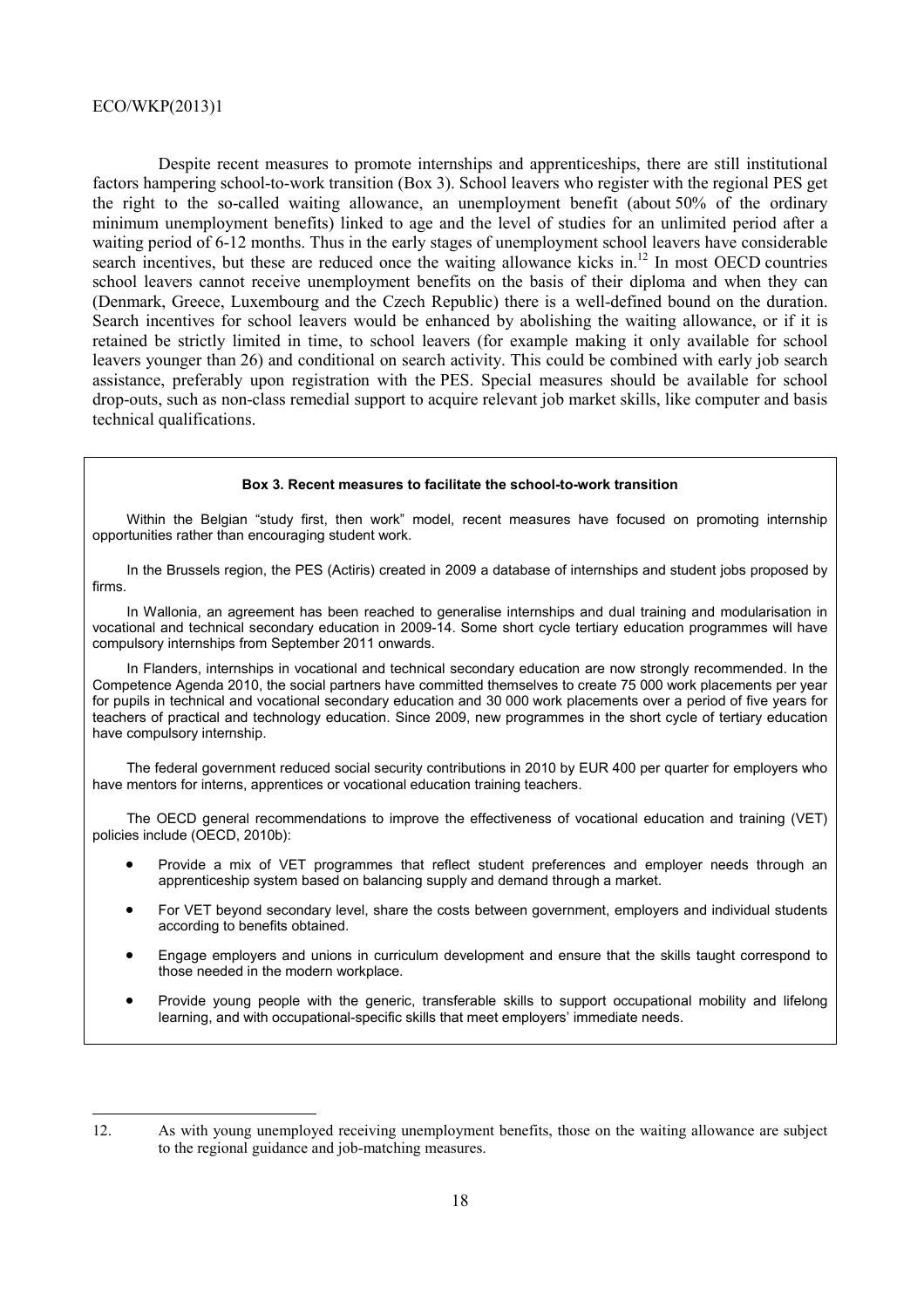Despite recent measures to promote internships and apprenticeships, there are still institutional factors hampering school-to-work transition (Box 3). School leavers who register with the regional PES get the right to the so-called waiting allowance, an unemployment benefit (about 50% of the ordinary minimum unemployment benefits) linked to age and the level of studies for an unlimited period after a waiting period of 6-12 months. Thus in the early stages of unemployment school leavers have considerable search incentives, but these are reduced once the waiting allowance kicks in.[12] In most OECD countries school leavers cannot receive unemployment benefits on the basis of their diploma and when they can (Denmark, Greece, Luxembourg and the Czech Republic) there is a well-defined bound on the duration. Search incentives for school leavers would be enhanced by abolishing the waiting allowance, or if it is retained be strictly limited in time, to school leavers (for example making it only available for school leavers younger than 26) and conditional on search activity. This could be combined with early job search assistance, preferably upon registration with the PES. Special measures should be available for school drop-outs, such as non-class remedial support to acquire relevant job market skills, like computer and basis technical qualifications.

**Box 3. Recent measures to facilitate the school-to-work transition**

Within the Belgian "study first, then work" model, recent measures have focused on promoting internship opportunities rather than encouraging student work.

In the Brussels region, the PES (Actiris) created in 2009 a database of internships and student jobs proposed by firms.

In Wallonia, an agreement has been reached to generalise internships and dual training and modularisation in vocational and technical secondary education in 2009-14. Some short cycle tertiary education programmes will have compulsory internships from September 2011 onwards.

In Flanders, internships in vocational and technical secondary education are now strongly recommended. In the Competence Agenda 2010, the social partners have committed themselves to create 75 000 work placements per year for pupils in technical and vocational secondary education and 30 000 work placements over a period of five years for teachers of practical and technology education. Since 2009, new programmes in the short cycle of tertiary education have compulsory internship.

The federal government reduced social security contributions in 2010 by EUR 400 per quarter for employers who have mentors for interns, apprentices or vocational education training teachers.

The OECD general recommendations to improve the effectiveness of vocational education and training (VET) policies include (OECD, 2010b):

- Provide a mix of VET programmes that reflect student preferences and employer needs through an apprenticeship system based on balancing supply and demand through a market.
- For VET beyond secondary level, share the costs between government, employers and individual students according to benefits obtained.
- Engage employers and unions in curriculum development and ensure that the skills taught correspond to those needed in the modern workplace.
- Provide young people with the generic, transferable skills to support occupational mobility and lifelong learning, and with occupational-specific skills that meet employers' immediate needs.

---

12. As with young unemployed receiving unemployment benefits, those on the waiting allowance are subject to the regional guidance and job-matching measures.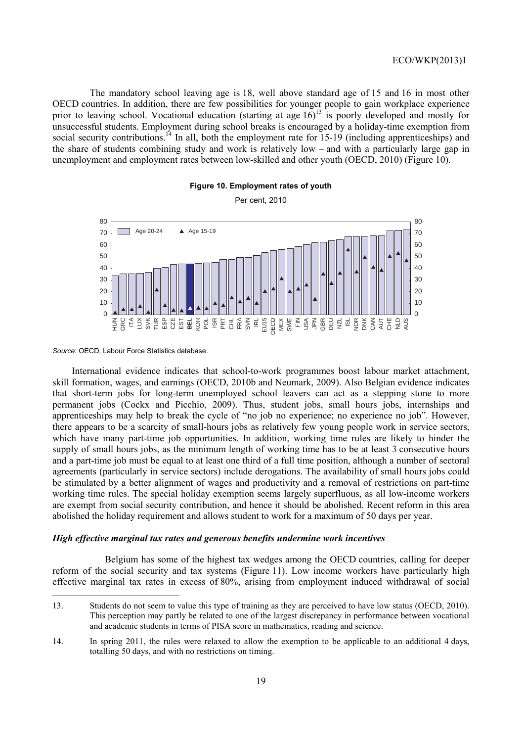The mandatory school leaving age is 18, well above standard age of 15 and 16 in most other OECD countries. In addition, there are few possibilities for younger people to gain workplace experience prior to leaving school. Vocational education (starting at age 16)[13] is poorly developed and mostly for unsuccessful students. Employment during school breaks is encouraged by a holiday-time exemption from social security contributions.[14] In all, both the employment rate for 15-19 (including apprenticeships) and the share of students combining study and work is relatively low – and with a particularly large gap in unemployment and employment rates between low-skilled and other youth (OECD, 2010) (Figure 10).

**Figure 10. Employment rates of youth**

Per cent, 2010

*Source*: OECD, Labour Force Statistics database.

International evidence indicates that school-to-work programmes boost labour market attachment, skill formation, wages, and earnings (OECD, 2010b and Neumark, 2009). Also Belgian evidence indicates that short-term jobs for long-term unemployed school leavers can act as a stepping stone to more permanent jobs (Cockx and Picchio, 2009). Thus, student jobs, small hours jobs, internships and apprenticeships may help to break the cycle of "no job no experience; no experience no job". However, there appears to be a scarcity of small-hours jobs as relatively few young people work in service sectors, which have many part-time job opportunities. In addition, working time rules are likely to hinder the supply of small hours jobs, as the minimum length of working time has to be at least 3 consecutive hours and a part-time job must be equal to at least one third of a full time position, although a number of sectoral agreements (particularly in service sectors) include derogations. The availability of small hours jobs could be stimulated by a better alignment of wages and productivity and a removal of restrictions on part-time working time rules. The special holiday exemption seems largely superfluous, as all low-income workers are exempt from social security contribution, and hence it should be abolished. Recent reform in this area abolished the holiday requirement and allows student to work for a maximum of 50 days per year.

### *High effective marginal tax rates and generous benefits undermine work incentives*

Belgium has some of the highest tax wedges among the OECD countries, calling for deeper reform of the social security and tax systems (Figure 11). Low income workers have particularly high effective marginal tax rates in excess of 80%, arising from employment induced withdrawal of social

---

13. Students do not seem to value this type of training as they are perceived to have low status (OECD, 2010). This perception may partly be related to one of the largest discrepancy in performance between vocational and academic students in terms of PISA score in mathematics, reading and science.

14. In spring 2011, the rules were relaxed to allow the exemption to be applicable to an additional 4 days, totalling 50 days, and with no restrictions on timing.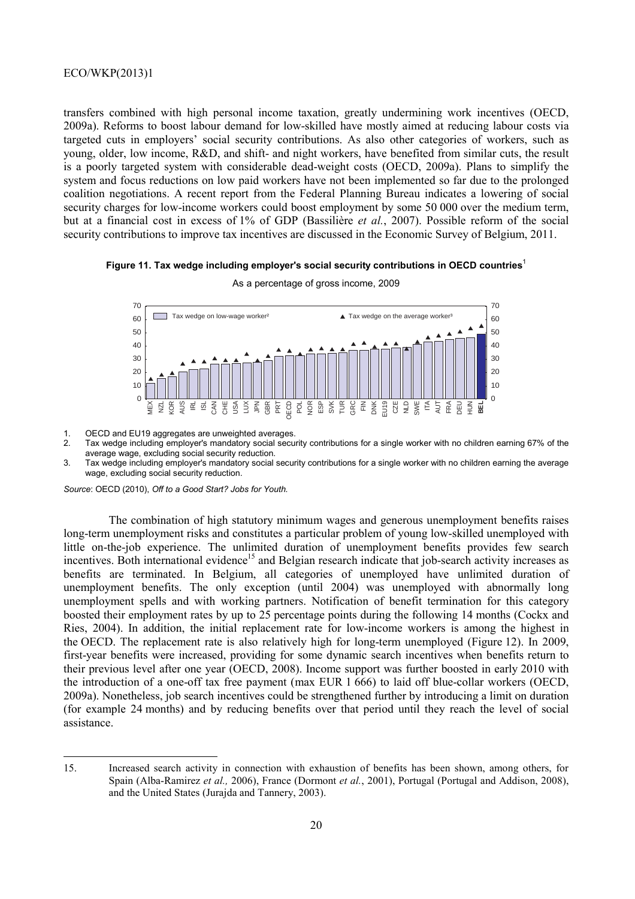transfers combined with high personal income taxation, greatly undermining work incentives (OECD, 2009a). Reforms to boost labour demand for low-skilled have mostly aimed at reducing labour costs via targeted cuts in employers' social security contributions. As also other categories of workers, such as young, older, low income, R&D, and shift- and night workers, have benefited from similar cuts, the result is a poorly targeted system with considerable dead-weight costs (OECD, 2009a). Plans to simplify the system and focus reductions on low paid workers have not been implemented so far due to the prolonged coalition negotiations. A recent report from the Federal Planning Bureau indicates a lowering of social security charges for low-income workers could boost employment by some 50 000 over the medium term, but at a financial cost in excess of 1% of GDP (Bassilière *et al.*, 2007). Possible reform of the social security contributions to improve tax incentives are discussed in the Economic Survey of Belgium, 2011.

**Figure 11. Tax wedge including employer's social security contributions in OECD countries**[1]

As a percentage of gross income, 2009

1. OECD and EU19 aggregates are unweighted averages.
2. Tax wedge including employer's mandatory social security contributions for a single worker with no children earning 67% of the average wage, excluding social security reduction.
3. Tax wedge including employer's mandatory social security contributions for a single worker with no children earning the average wage, excluding social security reduction.

*Source*: OECD (2010), *Off to a Good Start? Jobs for Youth.*

The combination of high statutory minimum wages and generous unemployment benefits raises long-term unemployment risks and constitutes a particular problem of young low-skilled unemployed with little on-the-job experience. The unlimited duration of unemployment benefits provides few search incentives. Both international evidence[15] and Belgian research indicate that job-search activity increases as benefits are terminated. In Belgium, all categories of unemployed have unlimited duration of unemployment benefits. The only exception (until 2004) was unemployed with abnormally long unemployment spells and with working partners. Notification of benefit termination for this category boosted their employment rates by up to 25 percentage points during the following 14 months (Cockx and Ries, 2004). In addition, the initial replacement rate for low-income workers is among the highest in the OECD. The replacement rate is also relatively high for long-term unemployed (Figure 12). In 2009, first-year benefits were increased, providing for some dynamic search incentives when benefits return to their previous level after one year (OECD, 2008). Income support was further boosted in early 2010 with the introduction of a one-off tax free payment (max EUR 1 666) to laid off blue-collar workers (OECD, 2009a). Nonetheless, job search incentives could be strengthened further by introducing a limit on duration (for example 24 months) and by reducing benefits over that period until they reach the level of social assistance.

15. Increased search activity in connection with exhaustion of benefits has been shown, among others, for Spain (Alba-Ramirez *et al.,* 2006), France (Dormont *et al.*, 2001), Portugal (Portugal and Addison, 2008), and the United States (Jurajda and Tannery, 2003).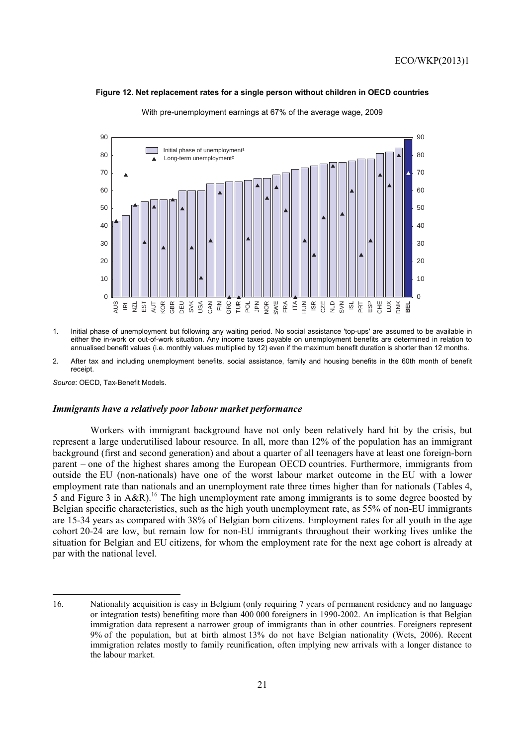**Figure 12. Net replacement rates for a single person without children in OECD countries**

With pre-unemployment earnings at 67% of the average wage, 2009

1. Initial phase of unemployment but following any waiting period. No social assistance 'top-ups' are assumed to be available in either the in-work or out-of-work situation. Any income taxes payable on unemployment benefits are determined in relation to annualised benefit values (i.e. monthly values multiplied by 12) even if the maximum benefit duration is shorter than 12 months.

2. After tax and including unemployment benefits, social assistance, family and housing benefits in the 60th month of benefit receipt.

*Source*: OECD, Tax-Benefit Models.

### *Immigrants have a relatively poor labour market performance*

Workers with immigrant background have not only been relatively hard hit by the crisis, but represent a large underutilised labour resource. In all, more than 12% of the population has an immigrant background (first and second generation) and about a quarter of all teenagers have at least one foreign-born parent – one of the highest shares among the European OECD countries. Furthermore, immigrants from outside the EU (non-nationals) have one of the worst labour market outcome in the EU with a lower employment rate than nationals and an unemployment rate three times higher than for nationals (Tables 4, 5 and Figure 3 in A&R).[16] The high unemployment rate among immigrants is to some degree boosted by Belgian specific characteristics, such as the high youth unemployment rate, as 55% of non-EU immigrants are 15-34 years as compared with 38% of Belgian born citizens. Employment rates for all youth in the age cohort 20-24 are low, but remain low for non-EU immigrants throughout their working lives unlike the situation for Belgian and EU citizens, for whom the employment rate for the next age cohort is already at par with the national level.

16. Nationality acquisition is easy in Belgium (only requiring 7 years of permanent residency and no language or integration tests) benefiting more than 400 000 foreigners in 1990-2002. An implication is that Belgian immigration data represent a narrower group of immigrants than in other countries. Foreigners represent 9% of the population, but at birth almost 13% do not have Belgian nationality (Wets, 2006). Recent immigration relates mostly to family reunification, often implying new arrivals with a longer distance to the labour market.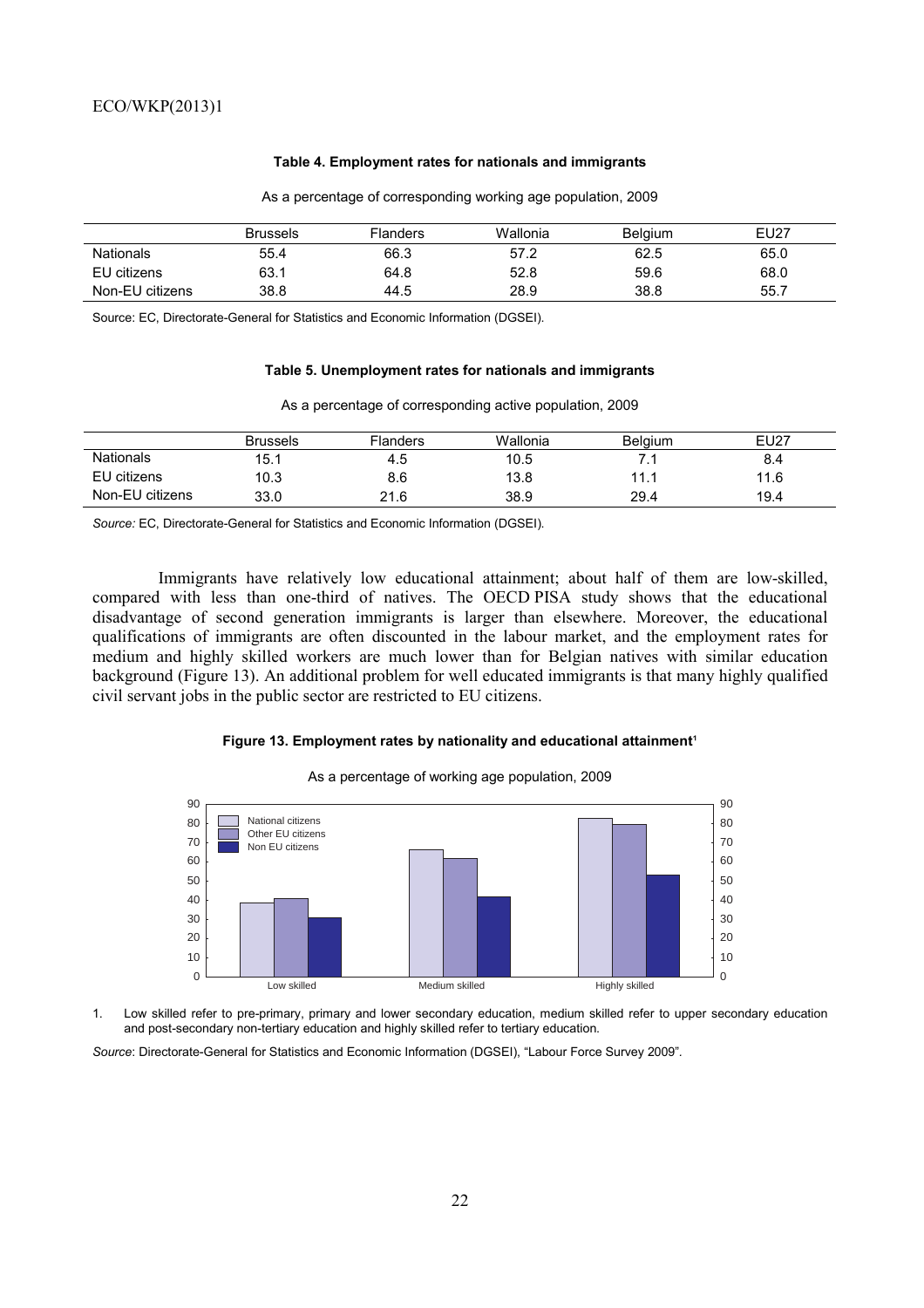**Table 4. Employment rates for nationals and immigrants**

As a percentage of corresponding working age population, 2009

| | Brussels | Flanders | Wallonia | Belgium | EU27 |
|---|---|---|---|---|---|
| Nationals | 55.4 | 66.3 | 57.2 | 62.5 | 65.0 |
| EU citizens | 63.1 | 64.8 | 52.8 | 59.6 | 68.0 |
| Non-EU citizens | 38.8 | 44.5 | 28.9 | 38.8 | 55.7 |

Source: EC, Directorate-General for Statistics and Economic Information (DGSEI).

**Table 5. Unemployment rates for nationals and immigrants**

As a percentage of corresponding active population, 2009

| | Brussels | Flanders | Wallonia | Belgium | EU27 |
|---|---|---|---|---|---|
| Nationals | 15.1 | 4.5 | 10.5 | 7.1 | 8.4 |
| EU citizens | 10.3 | 8.6 | 13.8 | 11.1 | 11.6 |
| Non-EU citizens | 33.0 | 21.6 | 38.9 | 29.4 | 19.4 |

*Source:* EC, Directorate-General for Statistics and Economic Information (DGSEI).

Immigrants have relatively low educational attainment; about half of them are low-skilled, compared with less than one-third of natives. The OECD PISA study shows that the educational disadvantage of second generation immigrants is larger than elsewhere. Moreover, the educational qualifications of immigrants are often discounted in the labour market, and the employment rates for medium and highly skilled workers are much lower than for Belgian natives with similar education background (Figure 13). An additional problem for well educated immigrants is that many highly qualified civil servant jobs in the public sector are restricted to EU citizens.

**Figure 13. Employment rates by nationality and educational attainment[1]**

As a percentage of working age population, 2009

1. Low skilled refer to pre-primary, primary and lower secondary education, medium skilled refer to upper secondary education and post-secondary non-tertiary education and highly skilled refer to tertiary education.

*Source*: Directorate-General for Statistics and Economic Information (DGSEI), "Labour Force Survey 2009".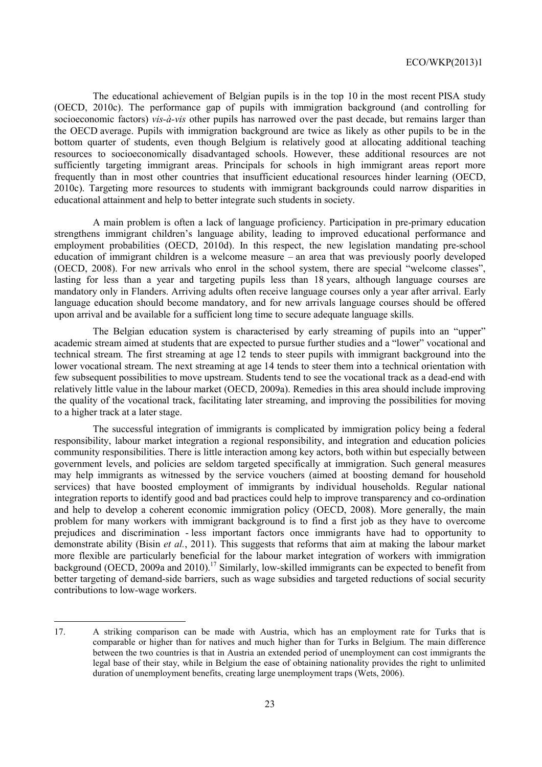The educational achievement of Belgian pupils is in the top 10 in the most recent PISA study (OECD, 2010c). The performance gap of pupils with immigration background (and controlling for socioeconomic factors) *vis-à-vis* other pupils has narrowed over the past decade, but remains larger than the OECD average. Pupils with immigration background are twice as likely as other pupils to be in the bottom quarter of students, even though Belgium is relatively good at allocating additional teaching resources to socioeconomically disadvantaged schools. However, these additional resources are not sufficiently targeting immigrant areas. Principals for schools in high immigrant areas report more frequently than in most other countries that insufficient educational resources hinder learning (OECD, 2010c). Targeting more resources to students with immigrant backgrounds could narrow disparities in educational attainment and help to better integrate such students in society.

A main problem is often a lack of language proficiency. Participation in pre-primary education strengthens immigrant children's language ability, leading to improved educational performance and employment probabilities (OECD, 2010d). In this respect, the new legislation mandating pre-school education of immigrant children is a welcome measure – an area that was previously poorly developed (OECD, 2008). For new arrivals who enrol in the school system, there are special "welcome classes", lasting for less than a year and targeting pupils less than 18 years, although language courses are mandatory only in Flanders. Arriving adults often receive language courses only a year after arrival. Early language education should become mandatory, and for new arrivals language courses should be offered upon arrival and be available for a sufficient long time to secure adequate language skills.

The Belgian education system is characterised by early streaming of pupils into an "upper" academic stream aimed at students that are expected to pursue further studies and a "lower" vocational and technical stream. The first streaming at age 12 tends to steer pupils with immigrant background into the lower vocational stream. The next streaming at age 14 tends to steer them into a technical orientation with few subsequent possibilities to move upstream. Students tend to see the vocational track as a dead-end with relatively little value in the labour market (OECD, 2009a). Remedies in this area should include improving the quality of the vocational track, facilitating later streaming, and improving the possibilities for moving to a higher track at a later stage.

The successful integration of immigrants is complicated by immigration policy being a federal responsibility, labour market integration a regional responsibility, and integration and education policies community responsibilities. There is little interaction among key actors, both within but especially between government levels, and policies are seldom targeted specifically at immigration. Such general measures may help immigrants as witnessed by the service vouchers (aimed at boosting demand for household services) that have boosted employment of immigrants by individual households. Regular national integration reports to identify good and bad practices could help to improve transparency and co-ordination and help to develop a coherent economic immigration policy (OECD, 2008). More generally, the main problem for many workers with immigrant background is to find a first job as they have to overcome prejudices and discrimination - less important factors once immigrants have had to opportunity to demonstrate ability (Bisin *et al.*, 2011). This suggests that reforms that aim at making the labour market more flexible are particularly beneficial for the labour market integration of workers with immigration background (OECD, 2009a and 2010).[17] Similarly, low-skilled immigrants can be expected to benefit from better targeting of demand-side barriers, such as wage subsidies and targeted reductions of social security contributions to low-wage workers.

---

17. A striking comparison can be made with Austria, which has an employment rate for Turks that is comparable or higher than for natives and much higher than for Turks in Belgium. The main difference between the two countries is that in Austria an extended period of unemployment can cost immigrants the legal base of their stay, while in Belgium the ease of obtaining nationality provides the right to unlimited duration of unemployment benefits, creating large unemployment traps (Wets, 2006).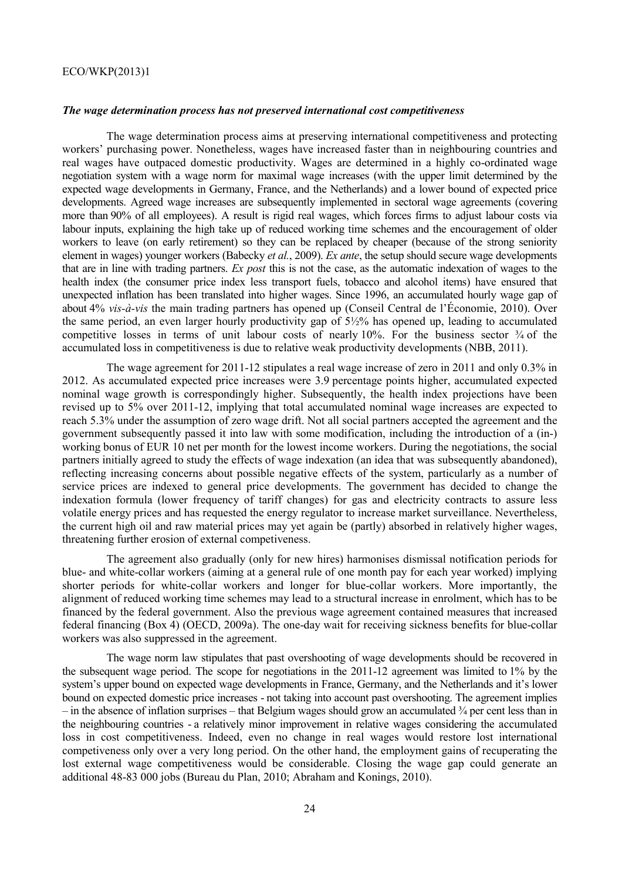### *The wage determination process has not preserved international cost competitiveness*

The wage determination process aims at preserving international competitiveness and protecting workers' purchasing power. Nonetheless, wages have increased faster than in neighbouring countries and real wages have outpaced domestic productivity. Wages are determined in a highly co-ordinated wage negotiation system with a wage norm for maximal wage increases (with the upper limit determined by the expected wage developments in Germany, France, and the Netherlands) and a lower bound of expected price developments. Agreed wage increases are subsequently implemented in sectoral wage agreements (covering more than 90% of all employees). A result is rigid real wages, which forces firms to adjust labour costs via labour inputs, explaining the high take up of reduced working time schemes and the encouragement of older workers to leave (on early retirement) so they can be replaced by cheaper (because of the strong seniority element in wages) younger workers (Babecky *et al.*, 2009). *Ex ante*, the setup should secure wage developments that are in line with trading partners. *Ex post* this is not the case, as the automatic indexation of wages to the health index (the consumer price index less transport fuels, tobacco and alcohol items) have ensured that unexpected inflation has been translated into higher wages. Since 1996, an accumulated hourly wage gap of about 4% *vis-à-vis* the main trading partners has opened up (Conseil Central de l'Économie, 2010). Over the same period, an even larger hourly productivity gap of 5½% has opened up, leading to accumulated competitive losses in terms of unit labour costs of nearly 10%. For the business sector ¾ of the accumulated loss in competitiveness is due to relative weak productivity developments (NBB, 2011).

The wage agreement for 2011-12 stipulates a real wage increase of zero in 2011 and only 0.3% in 2012. As accumulated expected price increases were 3.9 percentage points higher, accumulated expected nominal wage growth is correspondingly higher. Subsequently, the health index projections have been revised up to 5% over 2011-12, implying that total accumulated nominal wage increases are expected to reach 5.3% under the assumption of zero wage drift. Not all social partners accepted the agreement and the government subsequently passed it into law with some modification, including the introduction of a (in-) working bonus of EUR 10 net per month for the lowest income workers. During the negotiations, the social partners initially agreed to study the effects of wage indexation (an idea that was subsequently abandoned), reflecting increasing concerns about possible negative effects of the system, particularly as a number of service prices are indexed to general price developments. The government has decided to change the indexation formula (lower frequency of tariff changes) for gas and electricity contracts to assure less volatile energy prices and has requested the energy regulator to increase market surveillance. Nevertheless, the current high oil and raw material prices may yet again be (partly) absorbed in relatively higher wages, threatening further erosion of external competiveness.

The agreement also gradually (only for new hires) harmonises dismissal notification periods for blue- and white-collar workers (aiming at a general rule of one month pay for each year worked) implying shorter periods for white-collar workers and longer for blue-collar workers. More importantly, the alignment of reduced working time schemes may lead to a structural increase in enrolment, which has to be financed by the federal government. Also the previous wage agreement contained measures that increased federal financing (Box 4) (OECD, 2009a). The one-day wait for receiving sickness benefits for blue-collar workers was also suppressed in the agreement.

The wage norm law stipulates that past overshooting of wage developments should be recovered in the subsequent wage period. The scope for negotiations in the 2011-12 agreement was limited to 1% by the system's upper bound on expected wage developments in France, Germany, and the Netherlands and it's lower bound on expected domestic price increases - not taking into account past overshooting. The agreement implies – in the absence of inflation surprises – that Belgium wages should grow an accumulated ¾ per cent less than in the neighbouring countries - a relatively minor improvement in relative wages considering the accumulated loss in cost competitiveness. Indeed, even no change in real wages would restore lost international competiveness only over a very long period. On the other hand, the employment gains of recuperating the lost external wage competitiveness would be considerable. Closing the wage gap could generate an additional 48-83 000 jobs (Bureau du Plan, 2010; Abraham and Konings, 2010).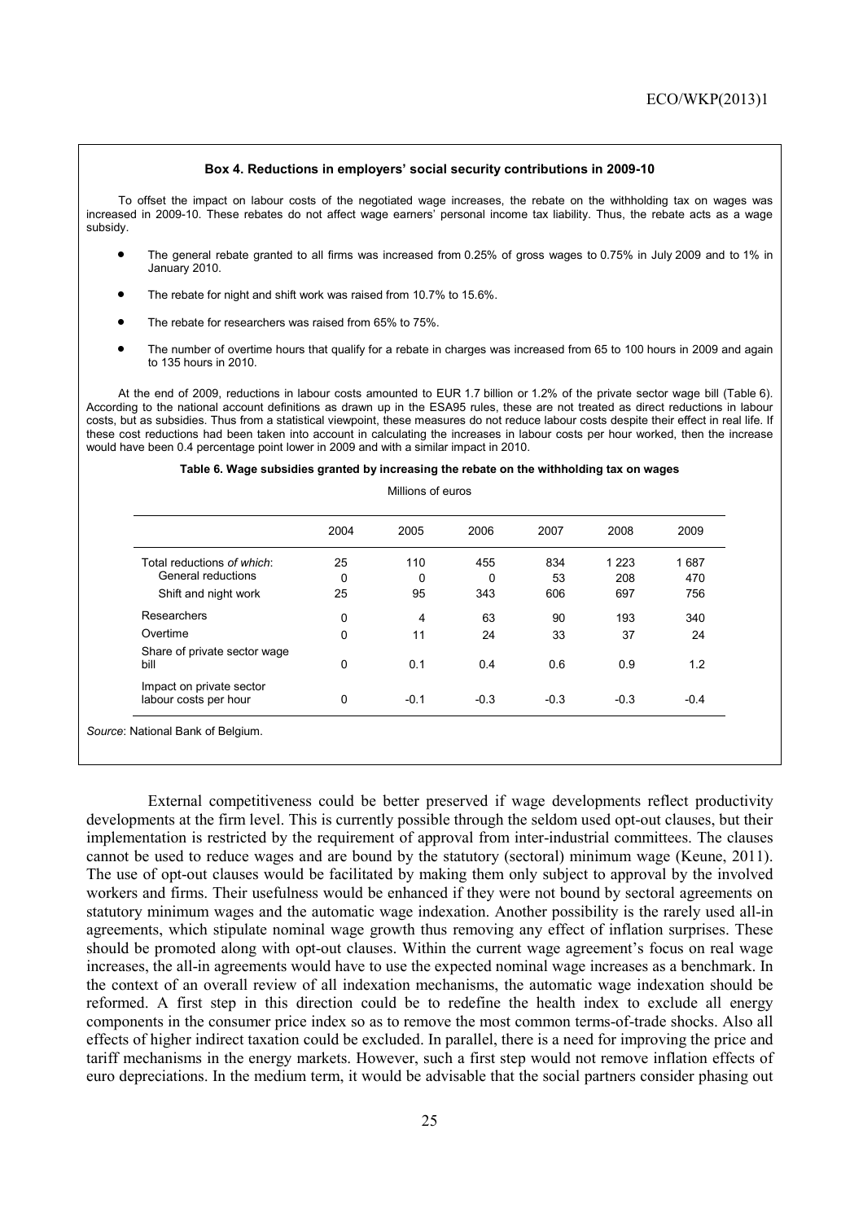### Box 4. Reductions in employers' social security contributions in 2009-10

To offset the impact on labour costs of the negotiated wage increases, the rebate on the withholding tax on wages was increased in 2009-10. These rebates do not affect wage earners' personal income tax liability. Thus, the rebate acts as a wage subsidy.

- The general rebate granted to all firms was increased from 0.25% of gross wages to 0.75% in July 2009 and to 1% in January 2010.
- The rebate for night and shift work was raised from 10.7% to 15.6%.
- The rebate for researchers was raised from 65% to 75%.
- The number of overtime hours that qualify for a rebate in charges was increased from 65 to 100 hours in 2009 and again to 135 hours in 2010.

At the end of 2009, reductions in labour costs amounted to EUR 1.7 billion or 1.2% of the private sector wage bill (Table 6). According to the national account definitions as drawn up in the ESA95 rules, these are not treated as direct reductions in labour costs, but as subsidies. Thus from a statistical viewpoint, these measures do not reduce labour costs despite their effect in real life. If these cost reductions had been taken into account in calculating the increases in labour costs per hour worked, then the increase would have been 0.4 percentage point lower in 2009 and with a similar impact in 2010.

**Table 6. Wage subsidies granted by increasing the rebate on the withholding tax on wages**

Millions of euros

| | 2004 | 2005 | 2006 | 2007 | 2008 | 2009 |
|---|---|---|---|---|---|---|
| Total reductions *of which*: | 25 | 110 | 455 | 834 | 1 223 | 1 687 |
| General reductions | 0 | 0 | 0 | 53 | 208 | 470 |
| Shift and night work | 25 | 95 | 343 | 606 | 697 | 756 |
| Researchers | 0 | 4 | 63 | 90 | 193 | 340 |
| Overtime | 0 | 11 | 24 | 33 | 37 | 24 |
| Share of private sector wage bill | 0 | 0.1 | 0.4 | 0.6 | 0.9 | 1.2 |
| Impact on private sector labour costs per hour | 0 | -0.1 | -0.3 | -0.3 | -0.3 | -0.4 |

*Source*: National Bank of Belgium.

External competitiveness could be better preserved if wage developments reflect productivity developments at the firm level. This is currently possible through the seldom used opt-out clauses, but their implementation is restricted by the requirement of approval from inter-industrial committees. The clauses cannot be used to reduce wages and are bound by the statutory (sectoral) minimum wage (Keune, 2011). The use of opt-out clauses would be facilitated by making them only subject to approval by the involved workers and firms. Their usefulness would be enhanced if they were not bound by sectoral agreements on statutory minimum wages and the automatic wage indexation. Another possibility is the rarely used all-in agreements, which stipulate nominal wage growth thus removing any effect of inflation surprises. These should be promoted along with opt-out clauses. Within the current wage agreement's focus on real wage increases, the all-in agreements would have to use the expected nominal wage increases as a benchmark. In the context of an overall review of all indexation mechanisms, the automatic wage indexation should be reformed. A first step in this direction could be to redefine the health index to exclude all energy components in the consumer price index so as to remove the most common terms-of-trade shocks. Also all effects of higher indirect taxation could be excluded. In parallel, there is a need for improving the price and tariff mechanisms in the energy markets. However, such a first step would not remove inflation effects of euro depreciations. In the medium term, it would be advisable that the social partners consider phasing out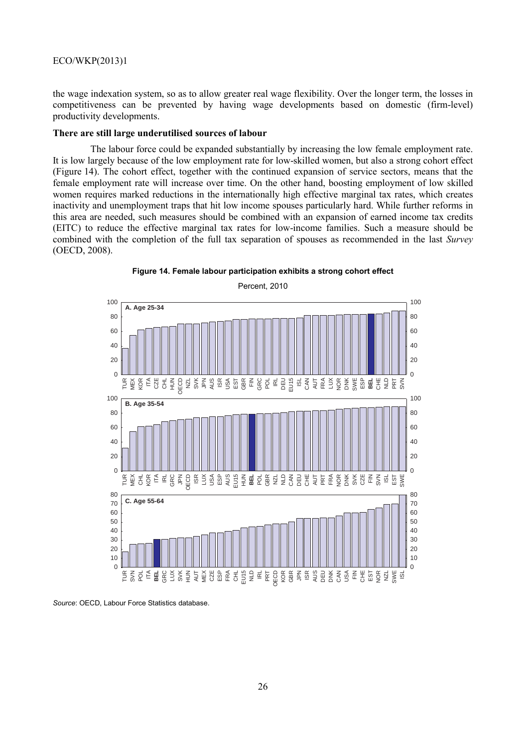the wage indexation system, so as to allow greater real wage flexibility. Over the longer term, the losses in competitiveness can be prevented by having wage developments based on domestic (firm-level) productivity developments.

**There are still large underutilised sources of labour**

The labour force could be expanded substantially by increasing the low female employment rate. It is low largely because of the low employment rate for low-skilled women, but also a strong cohort effect (Figure 14). The cohort effect, together with the continued expansion of service sectors, means that the female employment rate will increase over time. On the other hand, boosting employment of low skilled women requires marked reductions in the internationally high effective marginal tax rates, which creates inactivity and unemployment traps that hit low income spouses particularly hard. While further reforms in this area are needed, such measures should be combined with an expansion of earned income tax credits (EITC) to reduce the effective marginal tax rates for low-income families. Such a measure should be combined with the completion of the full tax separation of spouses as recommended in the last *Survey* (OECD, 2008).

**Figure 14. Female labour participation exhibits a strong cohort effect**

Percent, 2010

*Source*: OECD, Labour Force Statistics database.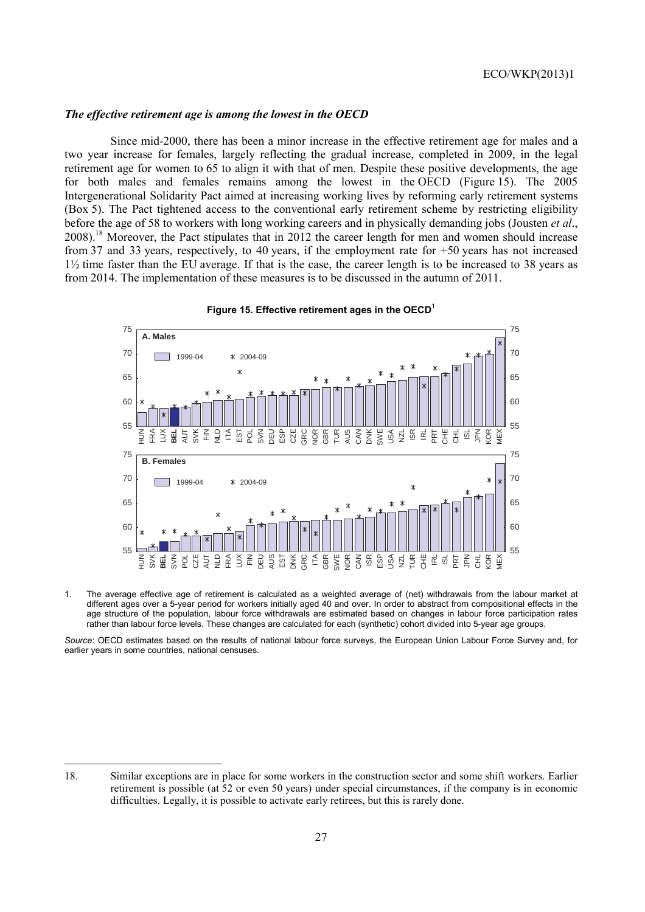### *The effective retirement age is among the lowest in the OECD*

Since mid-2000, there has been a minor increase in the effective retirement age for males and a two year increase for females, largely reflecting the gradual increase, completed in 2009, in the legal retirement age for women to 65 to align it with that of men. Despite these positive developments, the age for both males and females remains among the lowest in the OECD (Figure 15). The 2005 Intergenerational Solidarity Pact aimed at increasing working lives by reforming early retirement systems (Box 5). The Pact tightened access to the conventional early retirement scheme by restricting eligibility before the age of 58 to workers with long working careers and in physically demanding jobs (Jousten *et al*., 2008).[18] Moreover, the Pact stipulates that in 2012 the career length for men and women should increase from 37 and 33 years, respectively, to 40 years, if the employment rate for +50 years has not increased 1½ time faster than the EU average. If that is the case, the career length is to be increased to 38 years as from 2014. The implementation of these measures is to be discussed in the autumn of 2011.

**Figure 15. Effective retirement ages in the OECD**[1]

A. Males — 1999-04 (bars), 2004-09 (stars)

Countries (left to right): HUN, FRA, LUX, **BEL**, AUT, SVK, FIN, NLD, ITA, EST, POL, SVN, DEU, ESP, CZE, GRC, NOR, GBR, TUR, AUS, CAN, DNK, SWE, USA, NZL, ISR, IRL, PRT, CHE, CHL, ISL, JPN, KOR, MEX

B. Females — 1999-04 (bars), 2004-09 (stars)

Countries (left to right): HUN, SVK, **BEL**, SVN, POL, CZE, AUT, NLD, FRA, LUX, FIN, DEU, AUS, EST, DNK, GRC, ITA, GBR, SWE, NOR, CAN, ISR, ESP, USA, NZL, TUR, CHE, IRL, ISL, PRT, JPN, CHL, KOR, MEX

1. The average effective age of retirement is calculated as a weighted average of (net) withdrawals from the labour market at different ages over a 5-year period for workers initially aged 40 and over. In order to abstract from compositional effects in the age structure of the population, labour force withdrawals are estimated based on changes in labour force participation rates rather than labour force levels. These changes are calculated for each (synthetic) cohort divided into 5-year age groups.

*Source*: OECD estimates based on the results of national labour force surveys, the European Union Labour Force Survey and, for earlier years in some countries, national censuses.

---

18. Similar exceptions are in place for some workers in the construction sector and some shift workers. Earlier retirement is possible (at 52 or even 50 years) under special circumstances, if the company is in economic difficulties. Legally, it is possible to activate early retirees, but this is rarely done.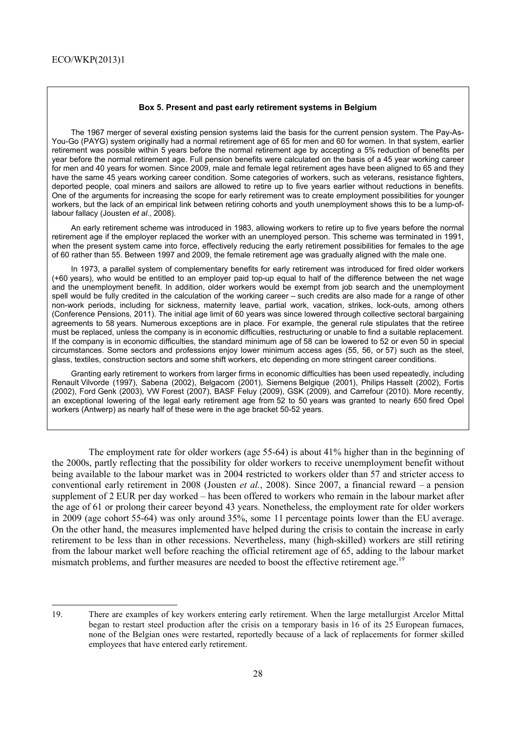**Box 5. Present and past early retirement systems in Belgium**

The 1967 merger of several existing pension systems laid the basis for the current pension system. The Pay-As-You-Go (PAYG) system originally had a normal retirement age of 65 for men and 60 for women. In that system, earlier retirement was possible within 5 years before the normal retirement age by accepting a 5% reduction of benefits per year before the normal retirement age. Full pension benefits were calculated on the basis of a 45 year working career for men and 40 years for women. Since 2009, male and female legal retirement ages have been aligned to 65 and they have the same 45 years working career condition. Some categories of workers, such as veterans, resistance fighters, deported people, coal miners and sailors are allowed to retire up to five years earlier without reductions in benefits. One of the arguments for increasing the scope for early retirement was to create employment possibilities for younger workers, but the lack of an empirical link between retiring cohorts and youth unemployment shows this to be a lump-of-labour fallacy (Jousten *et al.*, 2008).

An early retirement scheme was introduced in 1983, allowing workers to retire up to five years before the normal retirement age if the employer replaced the worker with an unemployed person. This scheme was terminated in 1991, when the present system came into force, effectively reducing the early retirement possibilities for females to the age of 60 rather than 55. Between 1997 and 2009, the female retirement age was gradually aligned with the male one.

In 1973, a parallel system of complementary benefits for early retirement was introduced for fired older workers (+60 years), who would be entitled to an employer paid top-up equal to half of the difference between the net wage and the unemployment benefit. In addition, older workers would be exempt from job search and the unemployment spell would be fully credited in the calculation of the working career – such credits are also made for a range of other non-work periods, including for sickness, maternity leave, partial work, vacation, strikes, lock-outs, among others (Conference Pensions, 2011). The initial age limit of 60 years was since lowered through collective sectoral bargaining agreements to 58 years. Numerous exceptions are in place. For example, the general rule stipulates that the retiree must be replaced, unless the company is in economic difficulties, restructuring or unable to find a suitable replacement. If the company is in economic difficulties, the standard minimum age of 58 can be lowered to 52 or even 50 in special circumstances. Some sectors and professions enjoy lower minimum access ages (55, 56, or 57) such as the steel, glass, textiles, construction sectors and some shift workers, etc depending on more stringent career conditions.

Granting early retirement to workers from larger firms in economic difficulties has been used repeatedly, including Renault Vilvorde (1997), Sabena (2002), Belgacom (2001), Siemens Belgique (2001), Philips Hasselt (2002), Fortis (2002), Ford Genk (2003), VW Forest (2007), BASF Feluy (2009), GSK (2009), and Carrefour (2010). More recently, an exceptional lowering of the legal early retirement age from 52 to 50 years was granted to nearly 650 fired Opel workers (Antwerp) as nearly half of these were in the age bracket 50-52 years.

The employment rate for older workers (age 55-64) is about 41% higher than in the beginning of the 2000s, partly reflecting that the possibility for older workers to receive unemployment benefit without being available to the labour market was in 2004 restricted to workers older than 57 and stricter access to conventional early retirement in 2008 (Jousten *et al.*, 2008). Since 2007, a financial reward – a pension supplement of 2 EUR per day worked – has been offered to workers who remain in the labour market after the age of 61 or prolong their career beyond 43 years. Nonetheless, the employment rate for older workers in 2009 (age cohort 55-64) was only around 35%, some 11 percentage points lower than the EU average. On the other hand, the measures implemented have helped during the crisis to contain the increase in early retirement to be less than in other recessions. Nevertheless, many (high-skilled) workers are still retiring from the labour market well before reaching the official retirement age of 65, adding to the labour market mismatch problems, and further measures are needed to boost the effective retirement age.[19]

19. There are examples of key workers entering early retirement. When the large metallurgist Arcelor Mittal began to restart steel production after the crisis on a temporary basis in 16 of its 25 European furnaces, none of the Belgian ones were restarted, reportedly because of a lack of replacements for former skilled employees that have entered early retirement.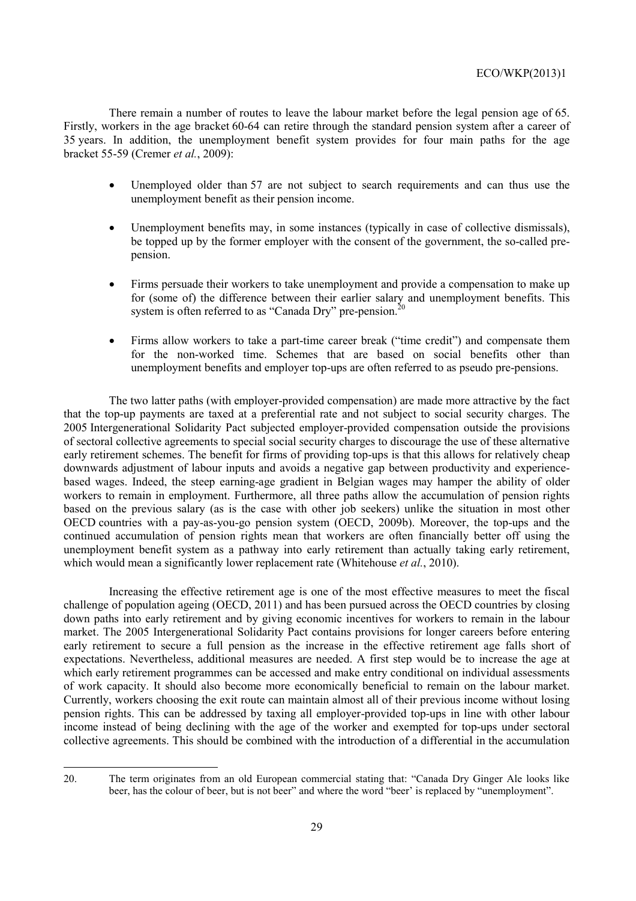There remain a number of routes to leave the labour market before the legal pension age of 65. Firstly, workers in the age bracket 60-64 can retire through the standard pension system after a career of 35 years. In addition, the unemployment benefit system provides for four main paths for the age bracket 55-59 (Cremer *et al.*, 2009):

- Unemployed older than 57 are not subject to search requirements and can thus use the unemployment benefit as their pension income.
- Unemployment benefits may, in some instances (typically in case of collective dismissals), be topped up by the former employer with the consent of the government, the so-called pre-pension.
- Firms persuade their workers to take unemployment and provide a compensation to make up for (some of) the difference between their earlier salary and unemployment benefits. This system is often referred to as "Canada Dry" pre-pension.[20]
- Firms allow workers to take a part-time career break ("time credit") and compensate them for the non-worked time. Schemes that are based on social benefits other than unemployment benefits and employer top-ups are often referred to as pseudo pre-pensions.

The two latter paths (with employer-provided compensation) are made more attractive by the fact that the top-up payments are taxed at a preferential rate and not subject to social security charges. The 2005 Intergenerational Solidarity Pact subjected employer-provided compensation outside the provisions of sectoral collective agreements to special social security charges to discourage the use of these alternative early retirement schemes. The benefit for firms of providing top-ups is that this allows for relatively cheap downwards adjustment of labour inputs and avoids a negative gap between productivity and experience-based wages. Indeed, the steep earning-age gradient in Belgian wages may hamper the ability of older workers to remain in employment. Furthermore, all three paths allow the accumulation of pension rights based on the previous salary (as is the case with other job seekers) unlike the situation in most other OECD countries with a pay-as-you-go pension system (OECD, 2009b). Moreover, the top-ups and the continued accumulation of pension rights mean that workers are often financially better off using the unemployment benefit system as a pathway into early retirement than actually taking early retirement, which would mean a significantly lower replacement rate (Whitehouse *et al.*, 2010).

Increasing the effective retirement age is one of the most effective measures to meet the fiscal challenge of population ageing (OECD, 2011) and has been pursued across the OECD countries by closing down paths into early retirement and by giving economic incentives for workers to remain in the labour market. The 2005 Intergenerational Solidarity Pact contains provisions for longer careers before entering early retirement to secure a full pension as the increase in the effective retirement age falls short of expectations. Nevertheless, additional measures are needed. A first step would be to increase the age at which early retirement programmes can be accessed and make entry conditional on individual assessments of work capacity. It should also become more economically beneficial to remain on the labour market. Currently, workers choosing the exit route can maintain almost all of their previous income without losing pension rights. This can be addressed by taxing all employer-provided top-ups in line with other labour income instead of being declining with the age of the worker and exempted for top-ups under sectoral collective agreements. This should be combined with the introduction of a differential in the accumulation

20. The term originates from an old European commercial stating that: "Canada Dry Ginger Ale looks like beer, has the colour of beer, but is not beer" and where the word "beer' is replaced by "unemployment".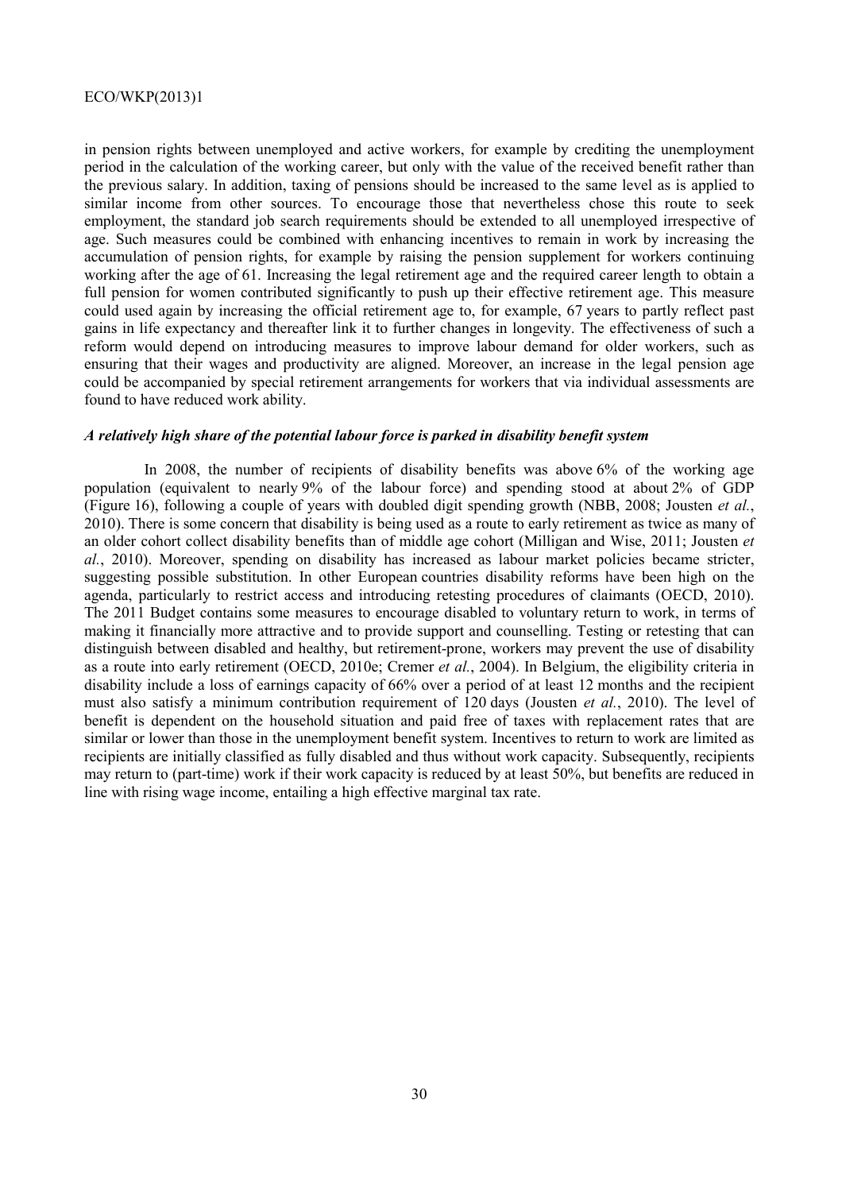in pension rights between unemployed and active workers, for example by crediting the unemployment period in the calculation of the working career, but only with the value of the received benefit rather than the previous salary. In addition, taxing of pensions should be increased to the same level as is applied to similar income from other sources. To encourage those that nevertheless chose this route to seek employment, the standard job search requirements should be extended to all unemployed irrespective of age. Such measures could be combined with enhancing incentives to remain in work by increasing the accumulation of pension rights, for example by raising the pension supplement for workers continuing working after the age of 61. Increasing the legal retirement age and the required career length to obtain a full pension for women contributed significantly to push up their effective retirement age. This measure could used again by increasing the official retirement age to, for example, 67 years to partly reflect past gains in life expectancy and thereafter link it to further changes in longevity. The effectiveness of such a reform would depend on introducing measures to improve labour demand for older workers, such as ensuring that their wages and productivity are aligned. Moreover, an increase in the legal pension age could be accompanied by special retirement arrangements for workers that via individual assessments are found to have reduced work ability.

***A relatively high share of the potential labour force is parked in disability benefit system***

In 2008, the number of recipients of disability benefits was above 6% of the working age population (equivalent to nearly 9% of the labour force) and spending stood at about 2% of GDP (Figure 16), following a couple of years with doubled digit spending growth (NBB, 2008; Jousten *et al.*, 2010). There is some concern that disability is being used as a route to early retirement as twice as many of an older cohort collect disability benefits than of middle age cohort (Milligan and Wise, 2011; Jousten *et al.*, 2010). Moreover, spending on disability has increased as labour market policies became stricter, suggesting possible substitution. In other European countries disability reforms have been high on the agenda, particularly to restrict access and introducing retesting procedures of claimants (OECD, 2010). The 2011 Budget contains some measures to encourage disabled to voluntary return to work, in terms of making it financially more attractive and to provide support and counselling. Testing or retesting that can distinguish between disabled and healthy, but retirement-prone, workers may prevent the use of disability as a route into early retirement (OECD, 2010e; Cremer *et al.*, 2004). In Belgium, the eligibility criteria in disability include a loss of earnings capacity of 66% over a period of at least 12 months and the recipient must also satisfy a minimum contribution requirement of 120 days (Jousten *et al.*, 2010). The level of benefit is dependent on the household situation and paid free of taxes with replacement rates that are similar or lower than those in the unemployment benefit system. Incentives to return to work are limited as recipients are initially classified as fully disabled and thus without work capacity. Subsequently, recipients may return to (part-time) work if their work capacity is reduced by at least 50%, but benefits are reduced in line with rising wage income, entailing a high effective marginal tax rate.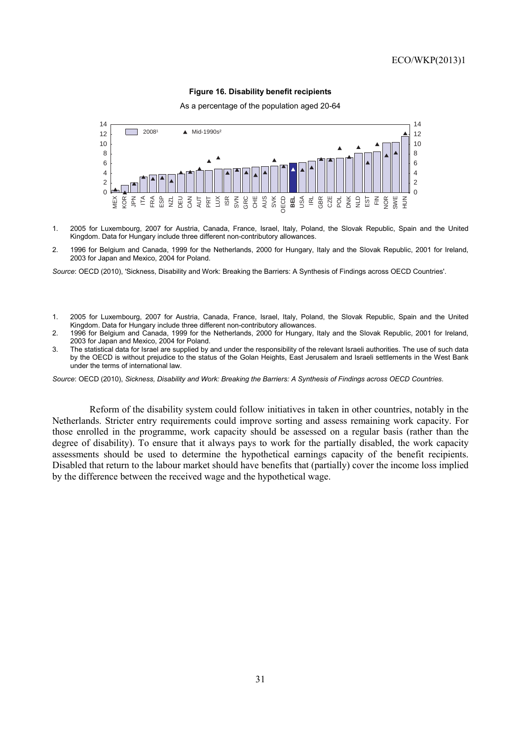**Figure 16. Disability benefit recipients**

As a percentage of the population aged 20-64

1. 2005 for Luxembourg, 2007 for Austria, Canada, France, Israel, Italy, Poland, the Slovak Republic, Spain and the United Kingdom. Data for Hungary include three different non-contributory allowances.
2. 1996 for Belgium and Canada, 1999 for the Netherlands, 2000 for Hungary, Italy and the Slovak Republic, 2001 for Ireland, 2003 for Japan and Mexico, 2004 for Poland.

*Source*: OECD (2010), 'Sickness, Disability and Work: Breaking the Barriers: A Synthesis of Findings across OECD Countries'.

1. 2005 for Luxembourg, 2007 for Austria, Canada, France, Israel, Italy, Poland, the Slovak Republic, Spain and the United Kingdom. Data for Hungary include three different non-contributory allowances.
2. 1996 for Belgium and Canada, 1999 for the Netherlands, 2000 for Hungary, Italy and the Slovak Republic, 2001 for Ireland, 2003 for Japan and Mexico, 2004 for Poland.
3. The statistical data for Israel are supplied by and under the responsibility of the relevant Israeli authorities. The use of such data by the OECD is without prejudice to the status of the Golan Heights, East Jerusalem and Israeli settlements in the West Bank under the terms of international law.

*Source*: OECD (2010), *Sickness, Disability and Work: Breaking the Barriers: A Synthesis of Findings across OECD Countries*.

Reform of the disability system could follow initiatives in taken in other countries, notably in the Netherlands. Stricter entry requirements could improve sorting and assess remaining work capacity. For those enrolled in the programme, work capacity should be assessed on a regular basis (rather than the degree of disability). To ensure that it always pays to work for the partially disabled, the work capacity assessments should be used to determine the hypothetical earnings capacity of the benefit recipients. Disabled that return to the labour market should have benefits that (partially) cover the income loss implied by the difference between the received wage and the hypothetical wage.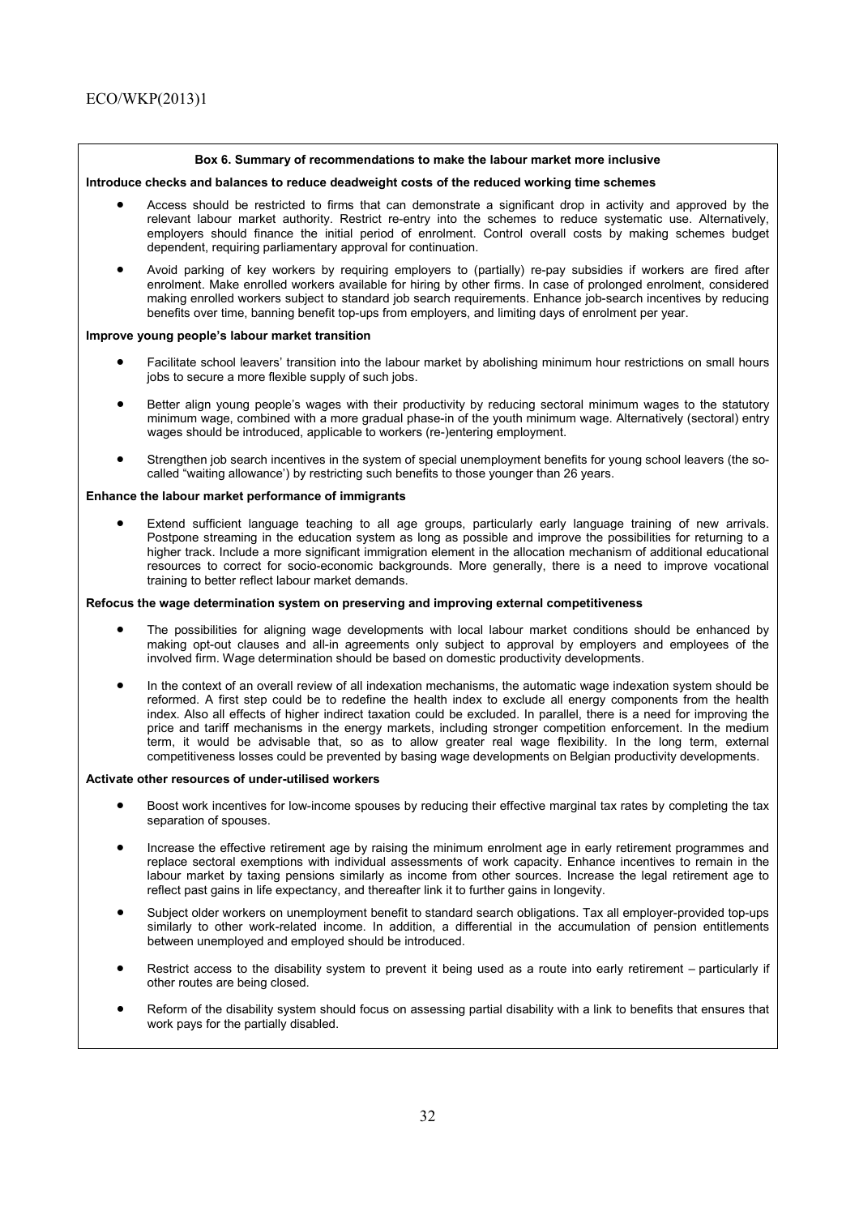**Box 6. Summary of recommendations to make the labour market more inclusive**

**Introduce checks and balances to reduce deadweight costs of the reduced working time schemes**

- Access should be restricted to firms that can demonstrate a significant drop in activity and approved by the relevant labour market authority. Restrict re-entry into the schemes to reduce systematic use. Alternatively, employers should finance the initial period of enrolment. Control overall costs by making schemes budget dependent, requiring parliamentary approval for continuation.
- Avoid parking of key workers by requiring employers to (partially) re-pay subsidies if workers are fired after enrolment. Make enrolled workers available for hiring by other firms. In case of prolonged enrolment, considered making enrolled workers subject to standard job search requirements. Enhance job-search incentives by reducing benefits over time, banning benefit top-ups from employers, and limiting days of enrolment per year.

**Improve young people's labour market transition**

- Facilitate school leavers' transition into the labour market by abolishing minimum hour restrictions on small hours jobs to secure a more flexible supply of such jobs.
- Better align young people's wages with their productivity by reducing sectoral minimum wages to the statutory minimum wage, combined with a more gradual phase-in of the youth minimum wage. Alternatively (sectoral) entry wages should be introduced, applicable to workers (re-)entering employment.
- Strengthen job search incentives in the system of special unemployment benefits for young school leavers (the so-called "waiting allowance') by restricting such benefits to those younger than 26 years.

**Enhance the labour market performance of immigrants**

- Extend sufficient language teaching to all age groups, particularly early language training of new arrivals. Postpone streaming in the education system as long as possible and improve the possibilities for returning to a higher track. Include a more significant immigration element in the allocation mechanism of additional educational resources to correct for socio-economic backgrounds. More generally, there is a need to improve vocational training to better reflect labour market demands.

**Refocus the wage determination system on preserving and improving external competitiveness**

- The possibilities for aligning wage developments with local labour market conditions should be enhanced by making opt-out clauses and all-in agreements only subject to approval by employers and employees of the involved firm. Wage determination should be based on domestic productivity developments.
- In the context of an overall review of all indexation mechanisms, the automatic wage indexation system should be reformed. A first step could be to redefine the health index to exclude all energy components from the health index. Also all effects of higher indirect taxation could be excluded. In parallel, there is a need for improving the price and tariff mechanisms in the energy markets, including stronger competition enforcement. In the medium term, it would be advisable that, so as to allow greater real wage flexibility. In the long term, external competitiveness losses could be prevented by basing wage developments on Belgian productivity developments.

**Activate other resources of under-utilised workers**

- Boost work incentives for low-income spouses by reducing their effective marginal tax rates by completing the tax separation of spouses.
- Increase the effective retirement age by raising the minimum enrolment age in early retirement programmes and replace sectoral exemptions with individual assessments of work capacity. Enhance incentives to remain in the labour market by taxing pensions similarly as income from other sources. Increase the legal retirement age to reflect past gains in life expectancy, and thereafter link it to further gains in longevity.
- Subject older workers on unemployment benefit to standard search obligations. Tax all employer-provided top-ups similarly to other work-related income. In addition, a differential in the accumulation of pension entitlements between unemployed and employed should be introduced.
- Restrict access to the disability system to prevent it being used as a route into early retirement – particularly if other routes are being closed.
- Reform of the disability system should focus on assessing partial disability with a link to benefits that ensures that work pays for the partially disabled.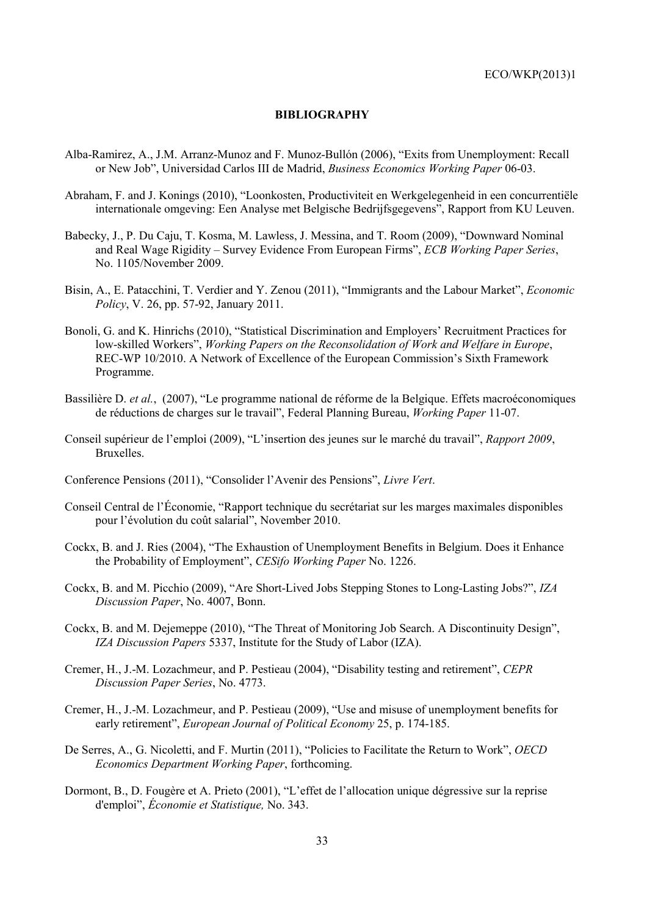**BIBLIOGRAPHY**

Alba-Ramirez, A., J.M. Arranz-Munoz and F. Munoz-Bullón (2006), "Exits from Unemployment: Recall or New Job", Universidad Carlos III de Madrid, *Business Economics Working Paper* 06-03.

Abraham, F. and J. Konings (2010), "Loonkosten, Productiviteit en Werkgelegenheid in een concurrentiële internationale omgeving: Een Analyse met Belgische Bedrijfsgegevens", Rapport from KU Leuven.

Babecky, J., P. Du Caju, T. Kosma, M. Lawless, J. Messina, and T. Room (2009), "Downward Nominal and Real Wage Rigidity – Survey Evidence From European Firms", *ECB Working Paper Series*, No. 1105/November 2009.

Bisin, A., E. Patacchini, T. Verdier and Y. Zenou (2011), "Immigrants and the Labour Market", *Economic Policy*, V. 26, pp. 57-92, January 2011.

Bonoli, G. and K. Hinrichs (2010), "Statistical Discrimination and Employers' Recruitment Practices for low-skilled Workers", *Working Papers on the Reconsolidation of Work and Welfare in Europe*, REC-WP 10/2010. A Network of Excellence of the European Commission's Sixth Framework Programme.

Bassilière D. *et al.*, (2007), "Le programme national de réforme de la Belgique. Effets macroéconomiques de réductions de charges sur le travail", Federal Planning Bureau, *Working Paper* 11-07.

Conseil supérieur de l'emploi (2009), "L'insertion des jeunes sur le marché du travail", *Rapport 2009*, Bruxelles.

Conference Pensions (2011), "Consolider l'Avenir des Pensions", *Livre Vert*.

Conseil Central de l'Économie, "Rapport technique du secrétariat sur les marges maximales disponibles pour l'évolution du coût salarial", November 2010.

Cockx, B. and J. Ries (2004), "The Exhaustion of Unemployment Benefits in Belgium. Does it Enhance the Probability of Employment", *CESifo Working Paper* No. 1226.

Cockx, B. and M. Picchio (2009), "Are Short-Lived Jobs Stepping Stones to Long-Lasting Jobs?", *IZA Discussion Paper*, No. 4007, Bonn.

Cockx, B. and M. Dejemeppe (2010), "The Threat of Monitoring Job Search. A Discontinuity Design", *IZA Discussion Papers* 5337, Institute for the Study of Labor (IZA).

Cremer, H., J.-M. Lozachmeur, and P. Pestieau (2004), "Disability testing and retirement", *CEPR Discussion Paper Series*, No. 4773.

Cremer, H., J.-M. Lozachmeur, and P. Pestieau (2009), "Use and misuse of unemployment benefits for early retirement", *European Journal of Political Economy* 25, p. 174-185.

De Serres, A., G. Nicoletti, and F. Murtin (2011), "Policies to Facilitate the Return to Work", *OECD Economics Department Working Paper*, forthcoming.

Dormont, B., D. Fougère et A. Prieto (2001), "L'effet de l'allocation unique dégressive sur la reprise d'emploi", *Économie et Statistique,* No. 343.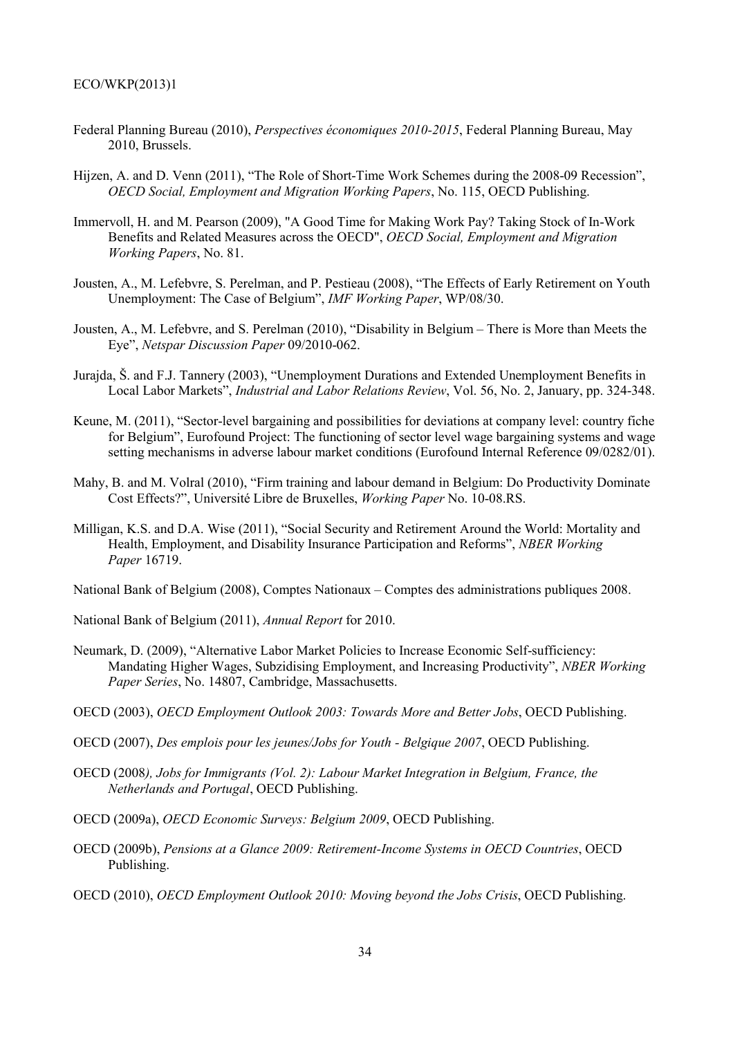Federal Planning Bureau (2010), *Perspectives économiques 2010-2015*, Federal Planning Bureau, May 2010, Brussels.

Hijzen, A. and D. Venn (2011), "The Role of Short-Time Work Schemes during the 2008-09 Recession", *OECD Social, Employment and Migration Working Papers*, No. 115, OECD Publishing.

Immervoll, H. and M. Pearson (2009), "A Good Time for Making Work Pay? Taking Stock of In-Work Benefits and Related Measures across the OECD", *OECD Social, Employment and Migration Working Papers*, No. 81.

Jousten, A., M. Lefebvre, S. Perelman, and P. Pestieau (2008), "The Effects of Early Retirement on Youth Unemployment: The Case of Belgium", *IMF Working Paper*, WP/08/30.

Jousten, A., M. Lefebvre, and S. Perelman (2010), "Disability in Belgium – There is More than Meets the Eye", *Netspar Discussion Paper* 09/2010-062.

Jurajda, Š. and F.J. Tannery (2003), "Unemployment Durations and Extended Unemployment Benefits in Local Labor Markets", *Industrial and Labor Relations Review*, Vol. 56, No. 2, January, pp. 324-348.

Keune, M. (2011), "Sector-level bargaining and possibilities for deviations at company level: country fiche for Belgium", Eurofound Project: The functioning of sector level wage bargaining systems and wage setting mechanisms in adverse labour market conditions (Eurofound Internal Reference 09/0282/01).

Mahy, B. and M. Volral (2010), "Firm training and labour demand in Belgium: Do Productivity Dominate Cost Effects?", Université Libre de Bruxelles, *Working Paper* No. 10-08.RS.

Milligan, K.S. and D.A. Wise (2011), "Social Security and Retirement Around the World: Mortality and Health, Employment, and Disability Insurance Participation and Reforms", *NBER Working Paper* 16719.

National Bank of Belgium (2008), Comptes Nationaux – Comptes des administrations publiques 2008.

National Bank of Belgium (2011), *Annual Report* for 2010.

Neumark, D. (2009), "Alternative Labor Market Policies to Increase Economic Self-sufficiency: Mandating Higher Wages, Subzidising Employment, and Increasing Productivity", *NBER Working Paper Series*, No. 14807, Cambridge, Massachusetts.

OECD (2003), *OECD Employment Outlook 2003: Towards More and Better Jobs*, OECD Publishing.

OECD (2007), *Des emplois pour les jeunes/Jobs for Youth - Belgique 2007*, OECD Publishing.

OECD (2008*), Jobs for Immigrants (Vol. 2): Labour Market Integration in Belgium, France, the Netherlands and Portugal*, OECD Publishing.

OECD (2009a), *OECD Economic Surveys: Belgium 2009*, OECD Publishing.

OECD (2009b), *Pensions at a Glance 2009: Retirement-Income Systems in OECD Countries*, OECD Publishing.

OECD (2010), *OECD Employment Outlook 2010: Moving beyond the Jobs Crisis*, OECD Publishing.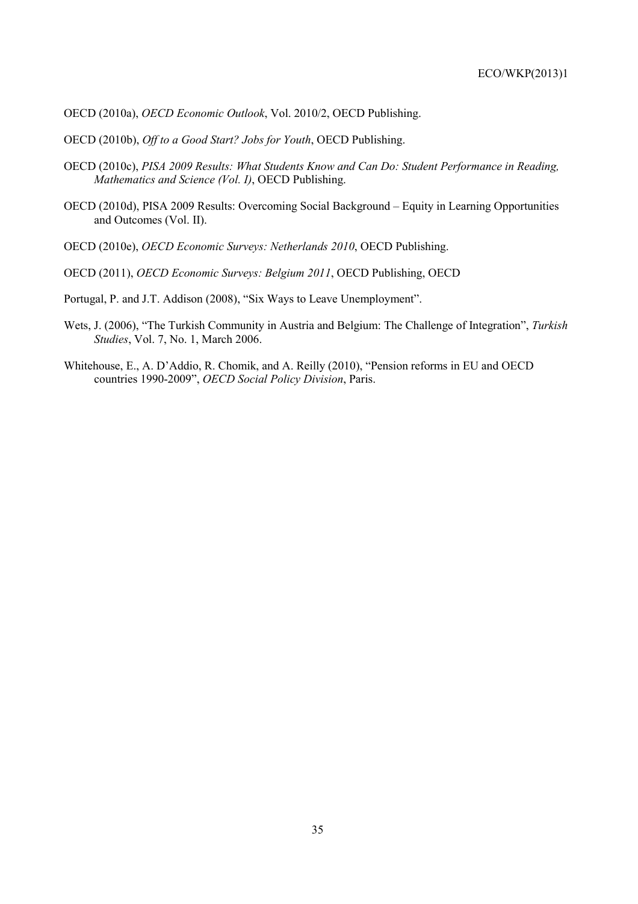OECD (2010a), *OECD Economic Outlook*, Vol. 2010/2, OECD Publishing.

OECD (2010b), *Off to a Good Start? Jobs for Youth*, OECD Publishing.

OECD (2010c), *PISA 2009 Results: What Students Know and Can Do: Student Performance in Reading, Mathematics and Science (Vol. I)*, OECD Publishing.

OECD (2010d), PISA 2009 Results: Overcoming Social Background – Equity in Learning Opportunities and Outcomes (Vol. II).

OECD (2010e), *OECD Economic Surveys: Netherlands 2010*, OECD Publishing.

OECD (2011), *OECD Economic Surveys: Belgium 2011*, OECD Publishing, OECD

Portugal, P. and J.T. Addison (2008), "Six Ways to Leave Unemployment".

Wets, J. (2006), "The Turkish Community in Austria and Belgium: The Challenge of Integration", *Turkish Studies*, Vol. 7, No. 1, March 2006.

Whitehouse, E., A. D'Addio, R. Chomik, and A. Reilly (2010), "Pension reforms in EU and OECD countries 1990-2009", *OECD Social Policy Division*, Paris.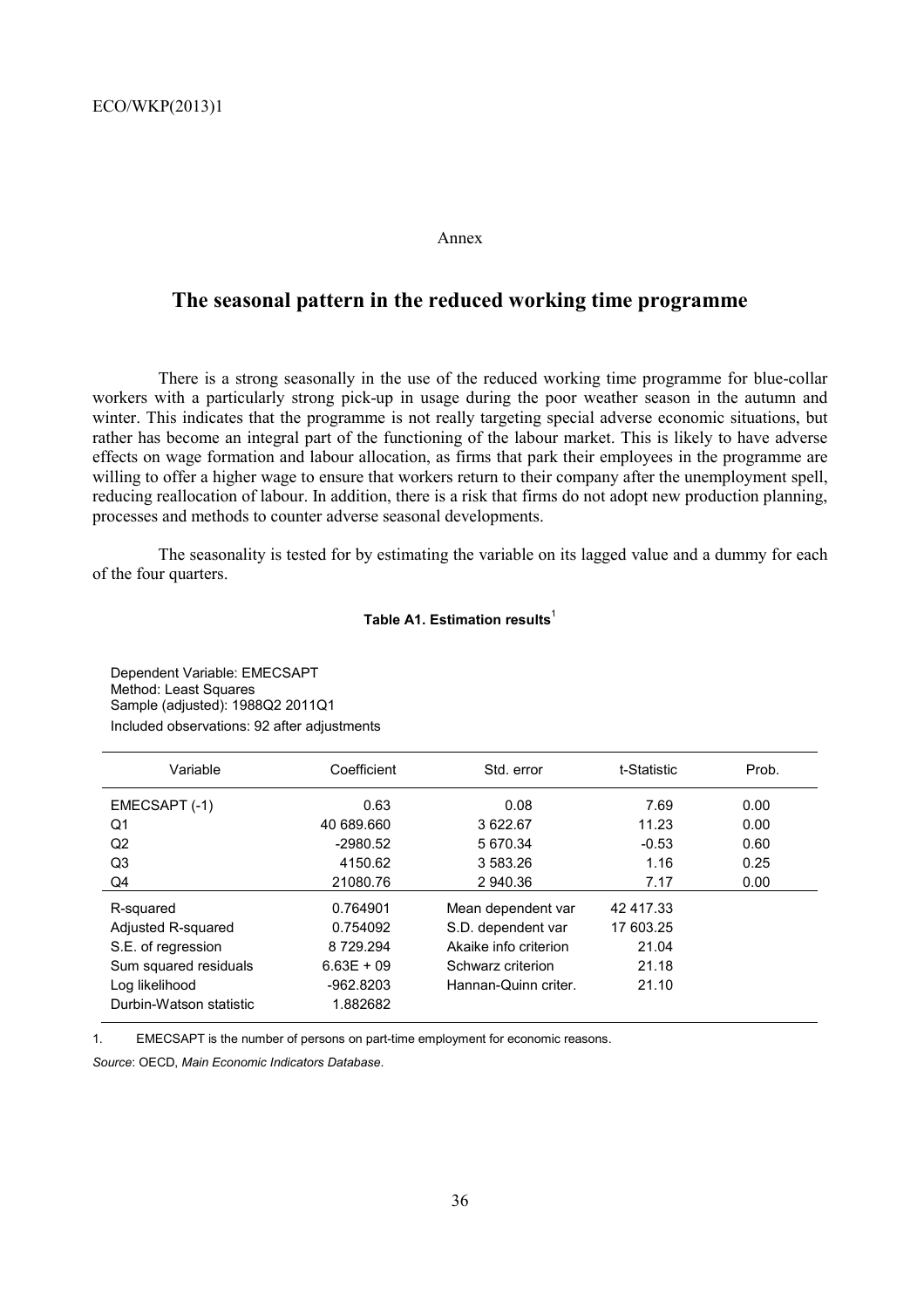Annex

# The seasonal pattern in the reduced working time programme

There is a strong seasonally in the use of the reduced working time programme for blue-collar workers with a particularly strong pick-up in usage during the poor weather season in the autumn and winter. This indicates that the programme is not really targeting special adverse economic situations, but rather has become an integral part of the functioning of the labour market. This is likely to have adverse effects on wage formation and labour allocation, as firms that park their employees in the programme are willing to offer a higher wage to ensure that workers return to their company after the unemployment spell, reducing reallocation of labour. In addition, there is a risk that firms do not adopt new production planning, processes and methods to counter adverse seasonal developments.

The seasonality is tested for by estimating the variable on its lagged value and a dummy for each of the four quarters.

**Table A1. Estimation results**[1]

Dependent Variable: EMECSAPT
Method: Least Squares
Sample (adjusted): 1988Q2 2011Q1
Included observations: 92 after adjustments

| Variable | Coefficient | Std. error | t-Statistic | Prob. |
|---|---|---|---|---|
| EMECSAPT (-1) | 0.63 | 0.08 | 7.69 | 0.00 |
| Q1 | 40 689.660 | 3 622.67 | 11.23 | 0.00 |
| Q2 | -2980.52 | 5 670.34 | -0.53 | 0.60 |
| Q3 | 4150.62 | 3 583.26 | 1.16 | 0.25 |
| Q4 | 21080.76 | 2 940.36 | 7.17 | 0.00 |
| R-squared | 0.764901 | Mean dependent var | 42 417.33 | |
| Adjusted R-squared | 0.754092 | S.D. dependent var | 17 603.25 | |
| S.E. of regression | 8 729.294 | Akaike info criterion | 21.04 | |
| Sum squared residuals | 6.63E + 09 | Schwarz criterion | 21.18 | |
| Log likelihood | -962.8203 | Hannan-Quinn criter. | 21.10 | |
| Durbin-Watson statistic | 1.882682 | | | |

1. EMECSAPT is the number of persons on part-time employment for economic reasons.

*Source*: OECD, *Main Economic Indicators Database*.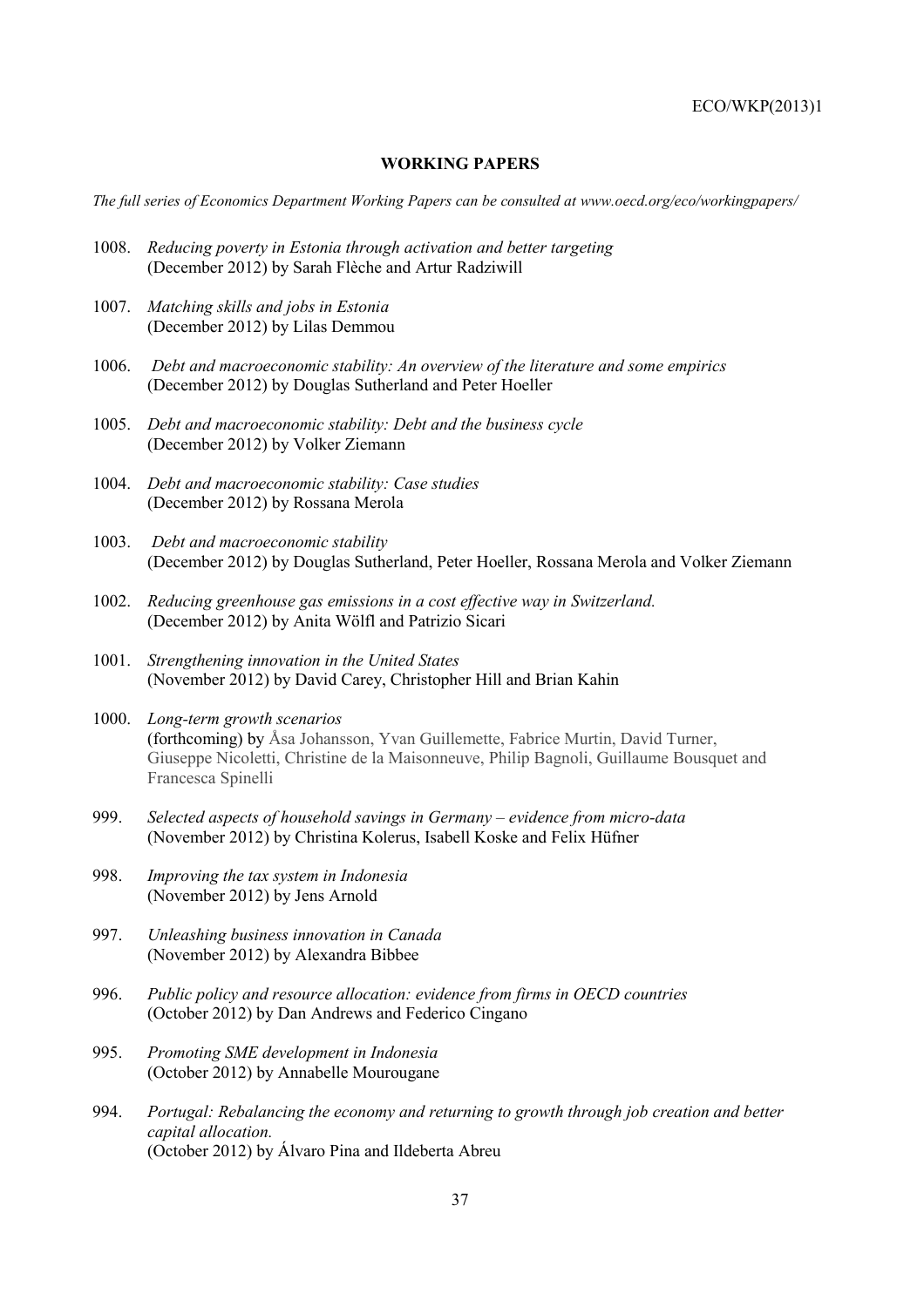**WORKING PAPERS**

*The full series of Economics Department Working Papers can be consulted at www.oecd.org/eco/workingpapers/*

1008. *Reducing poverty in Estonia through activation and better targeting*
(December 2012) by Sarah Flèche and Artur Radziwill

1007. *Matching skills and jobs in Estonia*
(December 2012) by Lilas Demmou

1006. *Debt and macroeconomic stability: An overview of the literature and some empirics*
(December 2012) by Douglas Sutherland and Peter Hoeller

1005. *Debt and macroeconomic stability: Debt and the business cycle*
(December 2012) by Volker Ziemann

1004. *Debt and macroeconomic stability: Case studies*
(December 2012) by Rossana Merola

1003. *Debt and macroeconomic stability*
(December 2012) by Douglas Sutherland, Peter Hoeller, Rossana Merola and Volker Ziemann

1002. *Reducing greenhouse gas emissions in a cost effective way in Switzerland.*
(December 2012) by Anita Wölfl and Patrizio Sicari

1001. *Strengthening innovation in the United States*
(November 2012) by David Carey, Christopher Hill and Brian Kahin

1000. *Long-term growth scenarios*
(forthcoming) by Åsa Johansson, Yvan Guillemette, Fabrice Murtin, David Turner, Giuseppe Nicoletti, Christine de la Maisonneuve, Philip Bagnoli, Guillaume Bousquet and Francesca Spinelli

999. *Selected aspects of household savings in Germany – evidence from micro-data*
(November 2012) by Christina Kolerus, Isabell Koske and Felix Hüfner

998. *Improving the tax system in Indonesia*
(November 2012) by Jens Arnold

997. *Unleashing business innovation in Canada*
(November 2012) by Alexandra Bibbee

996. *Public policy and resource allocation: evidence from firms in OECD countries*
(October 2012) by Dan Andrews and Federico Cingano

995. *Promoting SME development in Indonesia*
(October 2012) by Annabelle Mourougane

994. *Portugal: Rebalancing the economy and returning to growth through job creation and better capital allocation.*
(October 2012) by Álvaro Pina and Ildeberta Abreu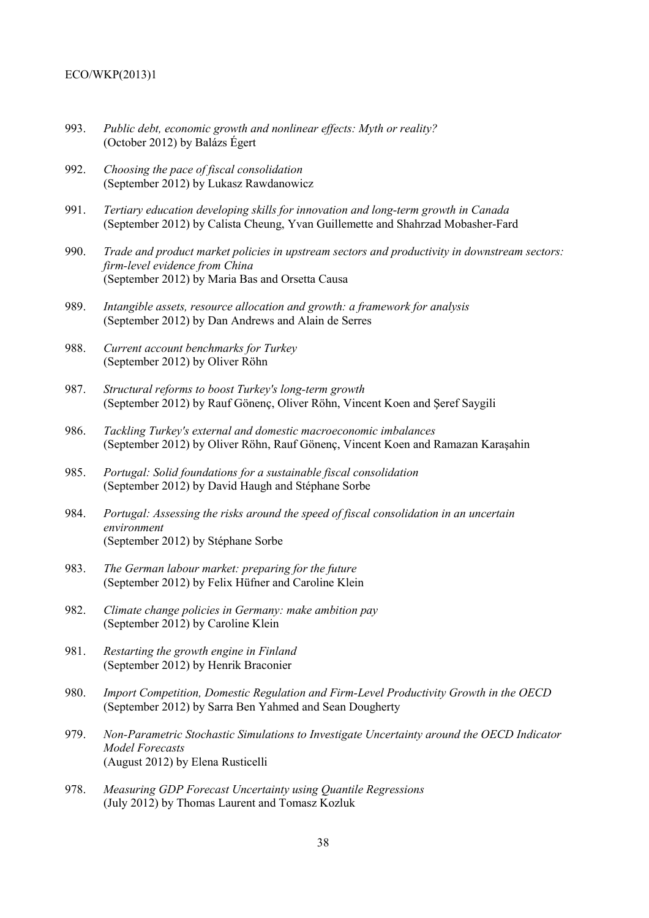993. *Public debt, economic growth and nonlinear effects: Myth or reality?*
(October 2012) by Balázs Égert

992. *Choosing the pace of fiscal consolidation*
(September 2012) by Lukasz Rawdanowicz

991. *Tertiary education developing skills for innovation and long-term growth in Canada*
(September 2012) by Calista Cheung, Yvan Guillemette and Shahrzad Mobasher-Fard

990. *Trade and product market policies in upstream sectors and productivity in downstream sectors: firm-level evidence from China*
(September 2012) by Maria Bas and Orsetta Causa

989. *Intangible assets, resource allocation and growth: a framework for analysis*
(September 2012) by Dan Andrews and Alain de Serres

988. *Current account benchmarks for Turkey*
(September 2012) by Oliver Röhn

987. *Structural reforms to boost Turkey's long-term growth*
(September 2012) by Rauf Gönenç, Oliver Röhn, Vincent Koen and Şeref Saygili

986. *Tackling Turkey's external and domestic macroeconomic imbalances*
(September 2012) by Oliver Röhn, Rauf Gönenç, Vincent Koen and Ramazan Karaşahin

985. *Portugal: Solid foundations for a sustainable fiscal consolidation*
(September 2012) by David Haugh and Stéphane Sorbe

984. *Portugal: Assessing the risks around the speed of fiscal consolidation in an uncertain environment*
(September 2012) by Stéphane Sorbe

983. *The German labour market: preparing for the future*
(September 2012) by Felix Hüfner and Caroline Klein

982. *Climate change policies in Germany: make ambition pay*
(September 2012) by Caroline Klein

981. *Restarting the growth engine in Finland*
(September 2012) by Henrik Braconier

980. *Import Competition, Domestic Regulation and Firm-Level Productivity Growth in the OECD*
(September 2012) by Sarra Ben Yahmed and Sean Dougherty

979. *Non-Parametric Stochastic Simulations to Investigate Uncertainty around the OECD Indicator Model Forecasts*
(August 2012) by Elena Rusticelli

978. *Measuring GDP Forecast Uncertainty using Quantile Regressions*
(July 2012) by Thomas Laurent and Tomasz Kozluk